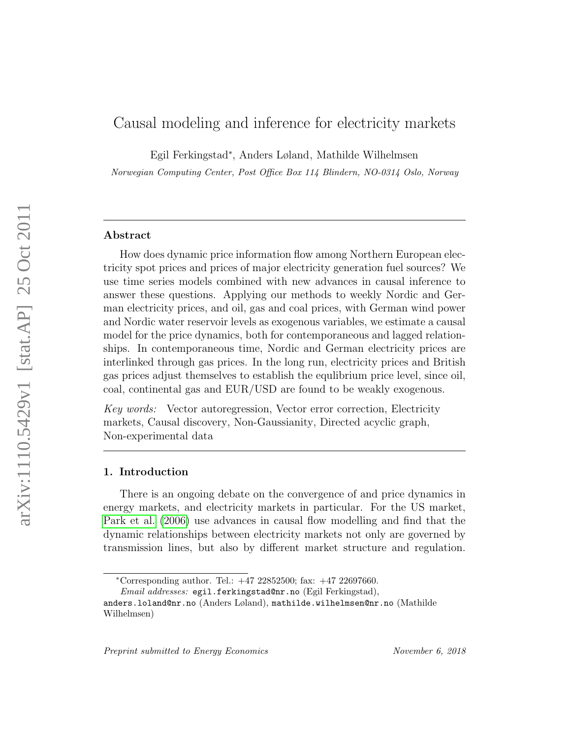# Causal modeling and inference for electricity markets

Egil Ferkingstad*, Anders Løland, Mathilde Wilhelmsen

*Norwegian Computing Center, Post Office Box 114 Blindern, NO-0314 Oslo, Norway*

---

## Abstract

How does dynamic price information flow among Northern European electricity spot prices and prices of major electricity generation fuel sources? We use time series models combined with new advances in causal inference to answer these questions. Applying our methods to weekly Nordic and German electricity prices, and oil, gas and coal prices, with German wind power and Nordic water reservoir levels as exogenous variables, we estimate a causal model for the price dynamics, both for contemporaneous and lagged relationships. In contemporaneous time, Nordic and German electricity prices are interlinked through gas prices. In the long run, electricity prices and British gas prices adjust themselves to establish the equlibrium price level, since oil, coal, continental gas and EUR/USD are found to be weakly exogenous.

*Key words:* Vector autoregression, Vector error correction, Electricity markets, Causal discovery, Non-Gaussianity, Directed acyclic graph, Non-experimental data

---

## 1. Introduction

There is an ongoing debate on the convergence of and price dynamics in energy markets, and electricity markets in particular. For the US market, Park et al. (2006) use advances in causal flow modelling and find that the dynamic relationships between electricity markets not only are governed by transmission lines, but also by different market structure and regulation.

---

*Corresponding author. Tel.: +47 22852500; fax: +47 22697660.

*Email addresses:* `egil.ferkingstad@nr.no` (Egil Ferkingstad), `anders.loland@nr.no` (Anders Løland), `mathilde.wilhelmsen@nr.no` (Mathilde Wilhelmsen)

*Preprint submitted to Energy Economics* November 6, 2018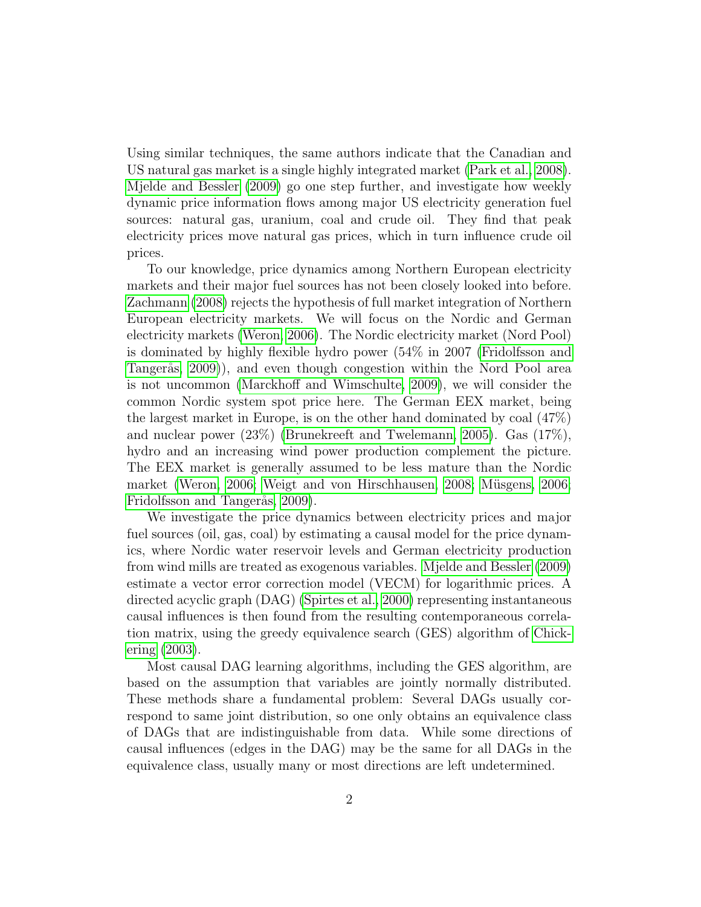Using similar techniques, the same authors indicate that the Canadian and US natural gas market is a single highly integrated market (Park et al., 2008). Mjelde and Bessler (2009) go one step further, and investigate how weekly dynamic price information flows among major US electricity generation fuel sources: natural gas, uranium, coal and crude oil. They find that peak electricity prices move natural gas prices, which in turn influence crude oil prices.

To our knowledge, price dynamics among Northern European electricity markets and their major fuel sources has not been closely looked into before. Zachmann (2008) rejects the hypothesis of full market integration of Northern European electricity markets. We will focus on the Nordic and German electricity markets (Weron, 2006). The Nordic electricity market (Nord Pool) is dominated by highly flexible hydro power (54% in 2007 (Fridolfsson and Tangerås, 2009)), and even though congestion within the Nord Pool area is not uncommon (Marckhoff and Wimschulte, 2009), we will consider the common Nordic system spot price here. The German EEX market, being the largest market in Europe, is on the other hand dominated by coal (47%) and nuclear power (23%) (Brunekreeft and Twelemann, 2005). Gas (17%), hydro and an increasing wind power production complement the picture. The EEX market is generally assumed to be less mature than the Nordic market (Weron, 2006; Weigt and von Hirschhausen, 2008; Müsgens, 2006; Fridolfsson and Tangerås, 2009).

We investigate the price dynamics between electricity prices and major fuel sources (oil, gas, coal) by estimating a causal model for the price dynamics, where Nordic water reservoir levels and German electricity production from wind mills are treated as exogenous variables. Mjelde and Bessler (2009) estimate a vector error correction model (VECM) for logarithmic prices. A directed acyclic graph (DAG) (Spirtes et al., 2000) representing instantaneous causal influences is then found from the resulting contemporaneous correlation matrix, using the greedy equivalence search (GES) algorithm of Chickering (2003).

Most causal DAG learning algorithms, including the GES algorithm, are based on the assumption that variables are jointly normally distributed. These methods share a fundamental problem: Several DAGs usually correspond to same joint distribution, so one only obtains an equivalence class of DAGs that are indistinguishable from data. While some directions of causal influences (edges in the DAG) may be the same for all DAGs in the equivalence class, usually many or most directions are left undetermined.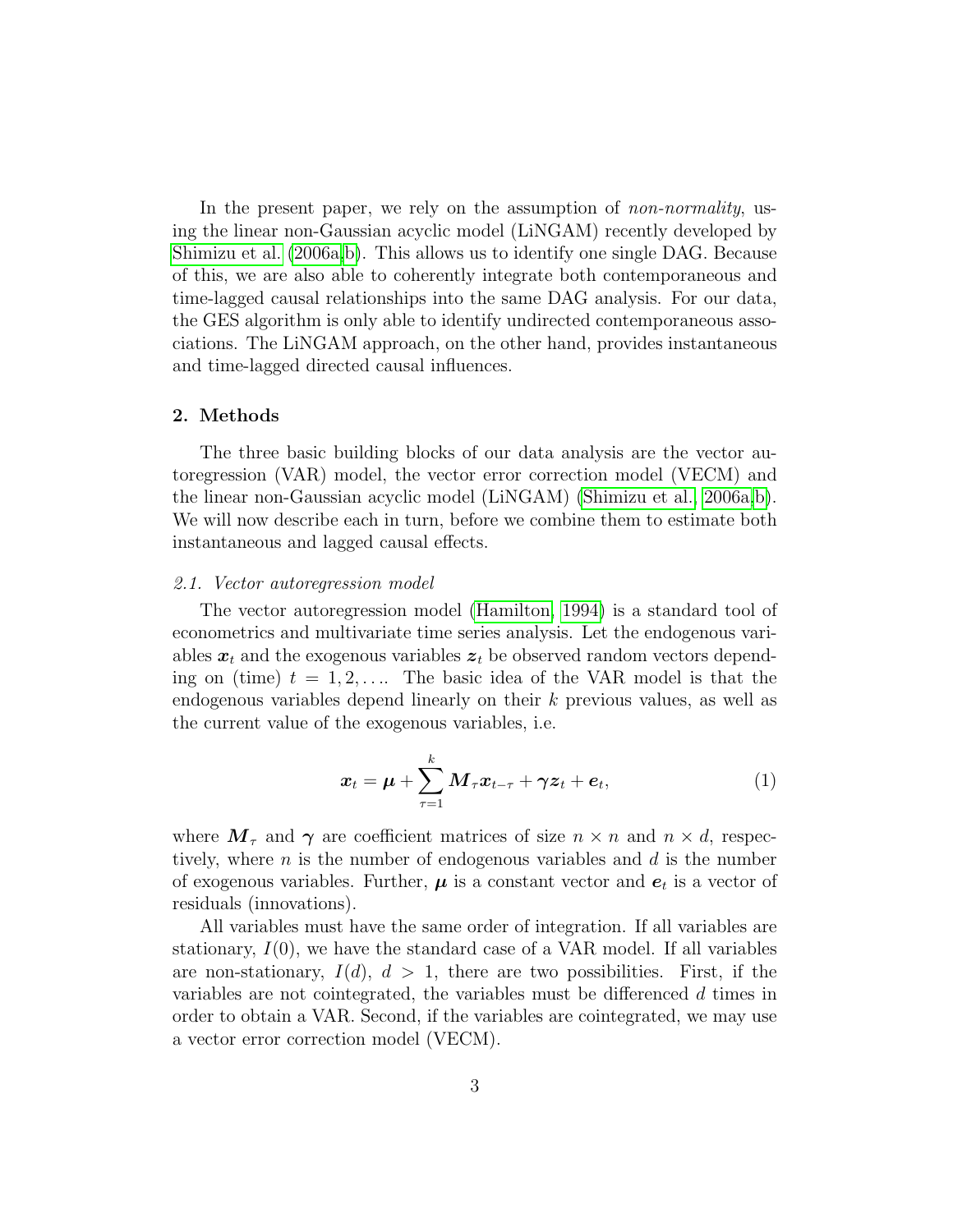In the present paper, we rely on the assumption of *non-normality*, using the linear non-Gaussian acyclic model (LiNGAM) recently developed by Shimizu et al. (2006a,b). This allows us to identify one single DAG. Because of this, we are also able to coherently integrate both contemporaneous and time-lagged causal relationships into the same DAG analysis. For our data, the GES algorithm is only able to identify undirected contemporaneous associations. The LiNGAM approach, on the other hand, provides instantaneous and time-lagged directed causal influences.

## 2. Methods

The three basic building blocks of our data analysis are the vector autoregression (VAR) model, the vector error correction model (VECM) and the linear non-Gaussian acyclic model (LiNGAM) (Shimizu et al., 2006a,b). We will now describe each in turn, before we combine them to estimate both instantaneous and lagged causal effects.

### *2.1. Vector autoregression model*

The vector autoregression model (Hamilton, 1994) is a standard tool of econometrics and multivariate time series analysis. Let the endogenous variables $\boldsymbol{x}_t$ and the exogenous variables $\boldsymbol{z}_t$ be observed random vectors depending on (time) $t = 1, 2, \ldots$. The basic idea of the VAR model is that the endogenous variables depend linearly on their $k$ previous values, as well as the current value of the exogenous variables, i.e.

$$\boldsymbol{x}_t = \boldsymbol{\mu} + \sum_{\tau=1}^{k} \boldsymbol{M}_\tau \boldsymbol{x}_{t-\tau} + \boldsymbol{\gamma} \boldsymbol{z}_t + \boldsymbol{e}_t, \tag{1}$$

where $\boldsymbol{M}_\tau$ and $\boldsymbol{\gamma}$ are coefficient matrices of size $n \times n$ and $n \times d$, respectively, where $n$ is the number of endogenous variables and $d$ is the number of exogenous variables. Further, $\boldsymbol{\mu}$ is a constant vector and $\boldsymbol{e}_t$ is a vector of residuals (innovations).

All variables must have the same order of integration. If all variables are stationary, $I(0)$, we have the standard case of a VAR model. If all variables are non-stationary, $I(d)$, $d > 1$, there are two possibilities. First, if the variables are not cointegrated, the variables must be differenced $d$ times in order to obtain a VAR. Second, if the variables are cointegrated, we may use a vector error correction model (VECM).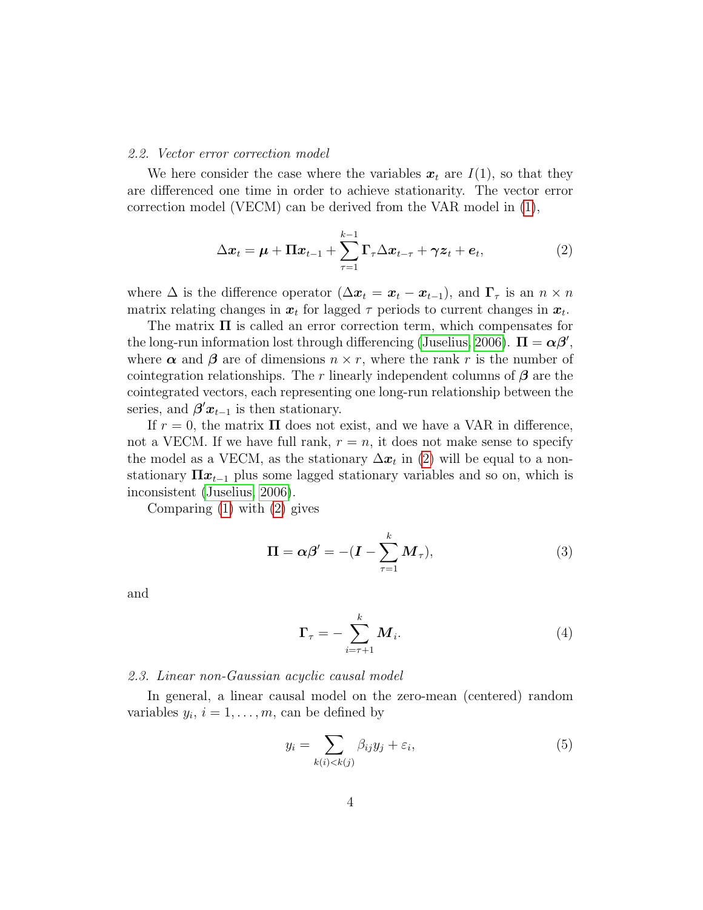### 2.2. Vector error correction model

We here consider the case where the variables $\boldsymbol{x}_t$ are $I(1)$, so that they are differenced one time in order to achieve stationarity. The vector error correction model (VECM) can be derived from the VAR model in (1),

$$\Delta \boldsymbol{x}_t = \boldsymbol{\mu} + \boldsymbol{\Pi} \boldsymbol{x}_{t-1} + \sum_{\tau=1}^{k-1} \boldsymbol{\Gamma}_\tau \Delta \boldsymbol{x}_{t-\tau} + \boldsymbol{\gamma} \boldsymbol{z}_t + \boldsymbol{e}_t, \tag{2}$$

where $\Delta$ is the difference operator ($\Delta \boldsymbol{x}_t = \boldsymbol{x}_t - \boldsymbol{x}_{t-1}$), and $\boldsymbol{\Gamma}_\tau$ is an $n \times n$ matrix relating changes in $\boldsymbol{x}_t$ for lagged $\tau$ periods to current changes in $\boldsymbol{x}_t$.

The matrix $\boldsymbol{\Pi}$ is called an error correction term, which compensates for the long-run information lost through differencing (Juselius, 2006). $\boldsymbol{\Pi} = \boldsymbol{\alpha}\boldsymbol{\beta}'$, where $\boldsymbol{\alpha}$ and $\boldsymbol{\beta}$ are of dimensions $n \times r$, where the rank $r$ is the number of cointegration relationships. The $r$ linearly independent columns of $\boldsymbol{\beta}$ are the cointegrated vectors, each representing one long-run relationship between the series, and $\boldsymbol{\beta}'\boldsymbol{x}_{t-1}$ is then stationary.

If $r = 0$, the matrix $\boldsymbol{\Pi}$ does not exist, and we have a VAR in difference, not a VECM. If we have full rank, $r = n$, it does not make sense to specify the model as a VECM, as the stationary $\Delta \boldsymbol{x}_t$ in (2) will be equal to a non-stationary $\boldsymbol{\Pi}\boldsymbol{x}_{t-1}$ plus some lagged stationary variables and so on, which is inconsistent (Juselius, 2006).

Comparing (1) with (2) gives

$$\boldsymbol{\Pi} = \boldsymbol{\alpha}\boldsymbol{\beta}' = -(\boldsymbol{I} - \sum_{\tau=1}^{k} \boldsymbol{M}_\tau), \tag{3}$$

and

$$\boldsymbol{\Gamma}_\tau = -\sum_{i=\tau+1}^{k} \boldsymbol{M}_i. \tag{4}$$

### 2.3. Linear non-Gaussian acyclic causal model

In general, a linear causal model on the zero-mean (centered) random variables $y_i$, $i = 1, \ldots, m$, can be defined by

$$y_i = \sum_{k(i)<k(j)} \beta_{ij} y_j + \varepsilon_i, \tag{5}$$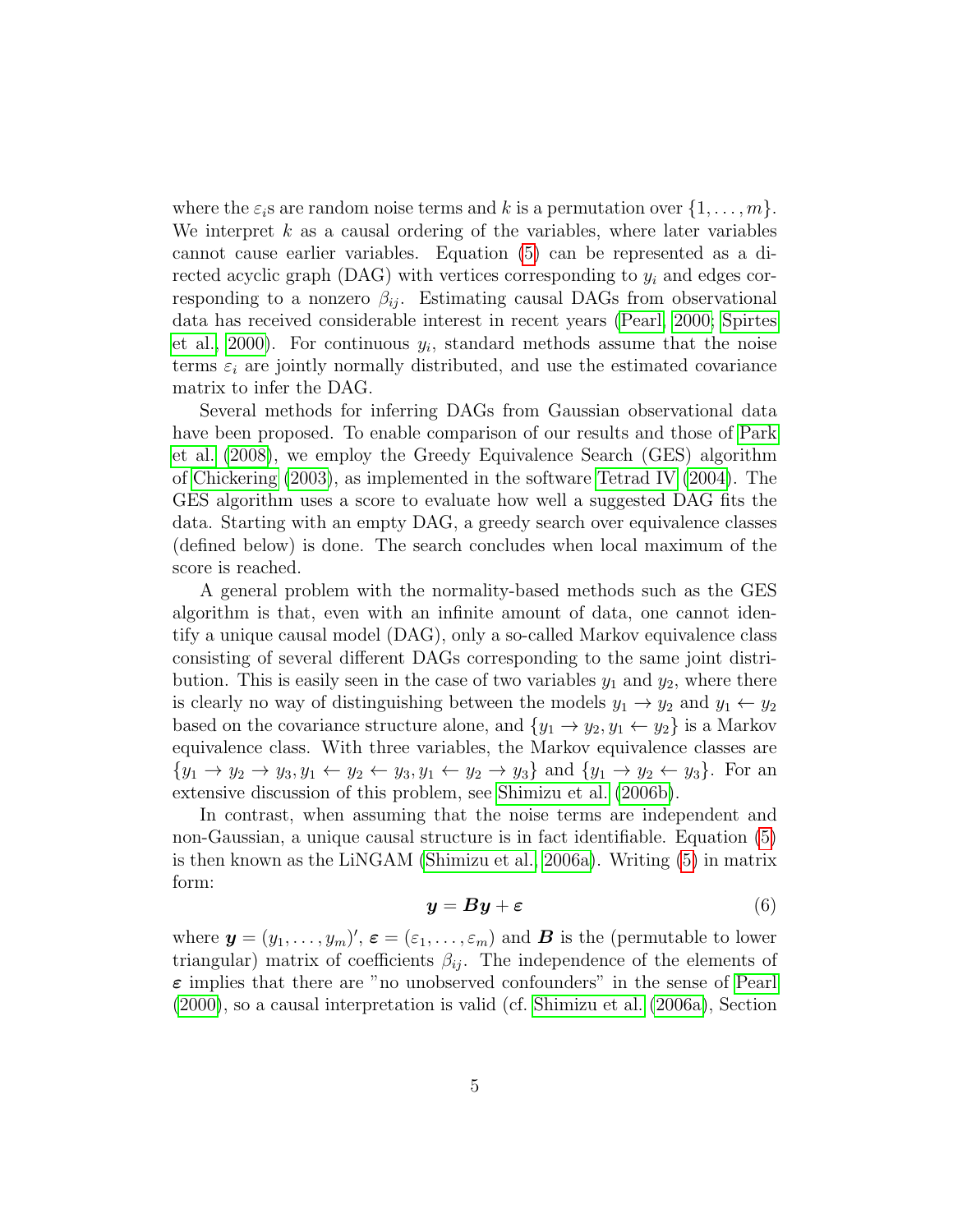where the $\varepsilon_i$s are random noise terms and $k$ is a permutation over $\{1, \ldots, m\}$. We interpret $k$ as a causal ordering of the variables, where later variables cannot cause earlier variables. Equation (5) can be represented as a directed acyclic graph (DAG) with vertices corresponding to $y_i$ and edges corresponding to a nonzero $\beta_{ij}$. Estimating causal DAGs from observational data has received considerable interest in recent years (Pearl, 2000; Spirtes et al., 2000). For continuous $y_i$, standard methods assume that the noise terms $\varepsilon_i$ are jointly normally distributed, and use the estimated covariance matrix to infer the DAG.

Several methods for inferring DAGs from Gaussian observational data have been proposed. To enable comparison of our results and those of Park et al. (2008), we employ the Greedy Equivalence Search (GES) algorithm of Chickering (2003), as implemented in the software Tetrad IV (2004). The GES algorithm uses a score to evaluate how well a suggested DAG fits the data. Starting with an empty DAG, a greedy search over equivalence classes (defined below) is done. The search concludes when local maximum of the score is reached.

A general problem with the normality-based methods such as the GES algorithm is that, even with an infinite amount of data, one cannot identify a unique causal model (DAG), only a so-called Markov equivalence class consisting of several different DAGs corresponding to the same joint distribution. This is easily seen in the case of two variables $y_1$ and $y_2$, where there is clearly no way of distinguishing between the models $y_1 \rightarrow y_2$ and $y_1 \leftarrow y_2$ based on the covariance structure alone, and $\{y_1 \rightarrow y_2, y_1 \leftarrow y_2\}$ is a Markov equivalence class. With three variables, the Markov equivalence classes are $\{y_1 \rightarrow y_2 \rightarrow y_3, y_1 \leftarrow y_2 \leftarrow y_3, y_1 \leftarrow y_2 \rightarrow y_3\}$ and $\{y_1 \rightarrow y_2 \leftarrow y_3\}$. For an extensive discussion of this problem, see Shimizu et al. (2006b).

In contrast, when assuming that the noise terms are independent and non-Gaussian, a unique causal structure is in fact identifiable. Equation (5) is then known as the LiNGAM (Shimizu et al., 2006a). Writing (5) in matrix form:

$$\boldsymbol{y} = \boldsymbol{B}\boldsymbol{y} + \boldsymbol{\varepsilon} \tag{6}$$

where $\boldsymbol{y} = (y_1, \ldots, y_m)'$, $\boldsymbol{\varepsilon} = (\varepsilon_1, \ldots, \varepsilon_m)$ and $\boldsymbol{B}$ is the (permutable to lower triangular) matrix of coefficients $\beta_{ij}$. The independence of the elements of $\boldsymbol{\varepsilon}$ implies that there are "no unobserved confounders" in the sense of Pearl (2000), so a causal interpretation is valid (cf. Shimizu et al. (2006a), Section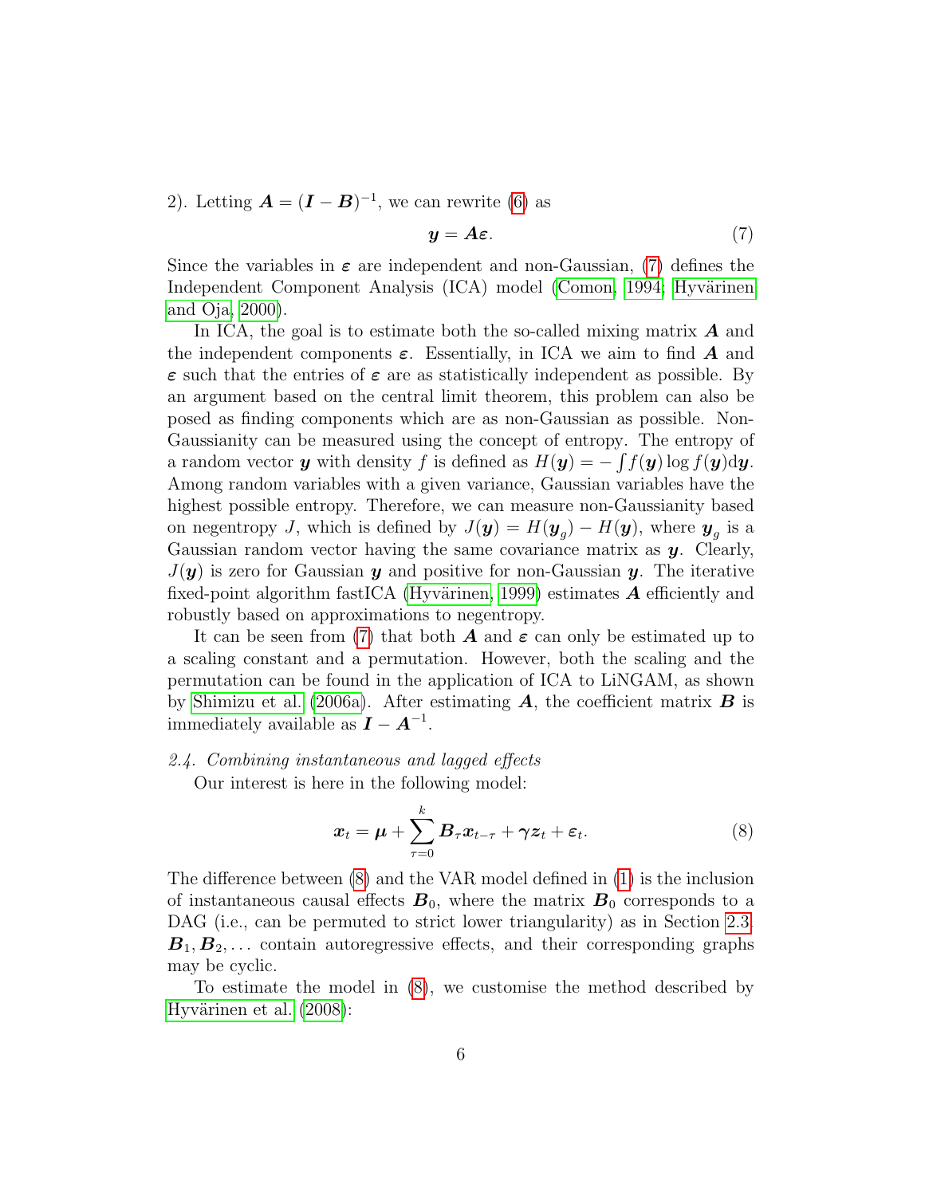2). Letting $\boldsymbol{A} = (\boldsymbol{I} - \boldsymbol{B})^{-1}$, we can rewrite (6) as

$$\boldsymbol{y} = \boldsymbol{A}\boldsymbol{\varepsilon}. \tag{7}$$

Since the variables in $\boldsymbol{\varepsilon}$ are independent and non-Gaussian, (7) defines the Independent Component Analysis (ICA) model (Comon, 1994; Hyvärinen and Oja, 2000).

In ICA, the goal is to estimate both the so-called mixing matrix $\boldsymbol{A}$ and the independent components $\boldsymbol{\varepsilon}$. Essentially, in ICA we aim to find $\boldsymbol{A}$ and $\boldsymbol{\varepsilon}$ such that the entries of $\boldsymbol{\varepsilon}$ are as statistically independent as possible. By an argument based on the central limit theorem, this problem can also be posed as finding components which are as non-Gaussian as possible. Non-Gaussianity can be measured using the concept of entropy. The entropy of a random vector $\boldsymbol{y}$ with density $f$ is defined as $H(\boldsymbol{y}) = -\int f(\boldsymbol{y}) \log f(\boldsymbol{y}) \mathrm{d}\boldsymbol{y}$. Among random variables with a given variance, Gaussian variables have the highest possible entropy. Therefore, we can measure non-Gaussianity based on negentropy $J$, which is defined by $J(\boldsymbol{y}) = H(\boldsymbol{y}_g) - H(\boldsymbol{y})$, where $\boldsymbol{y}_g$ is a Gaussian random vector having the same covariance matrix as $\boldsymbol{y}$. Clearly, $J(\boldsymbol{y})$ is zero for Gaussian $\boldsymbol{y}$ and positive for non-Gaussian $\boldsymbol{y}$. The iterative fixed-point algorithm fastICA (Hyvärinen, 1999) estimates $\boldsymbol{A}$ efficiently and robustly based on approximations to negentropy.

It can be seen from (7) that both $\boldsymbol{A}$ and $\boldsymbol{\varepsilon}$ can only be estimated up to a scaling constant and a permutation. However, both the scaling and the permutation can be found in the application of ICA to LiNGAM, as shown by Shimizu et al. (2006a). After estimating $\boldsymbol{A}$, the coefficient matrix $\boldsymbol{B}$ is immediately available as $\boldsymbol{I} - \boldsymbol{A}^{-1}$.

### *2.4. Combining instantaneous and lagged effects*

Our interest is here in the following model:

$$\boldsymbol{x}_t = \boldsymbol{\mu} + \sum_{\tau=0}^{k} \boldsymbol{B}_\tau \boldsymbol{x}_{t-\tau} + \boldsymbol{\gamma} \boldsymbol{z}_t + \boldsymbol{\varepsilon}_t. \tag{8}$$

The difference between (8) and the VAR model defined in (1) is the inclusion of instantaneous causal effects $\boldsymbol{B}_0$, where the matrix $\boldsymbol{B}_0$ corresponds to a DAG (i.e., can be permuted to strict lower triangularity) as in Section 2.3. $\boldsymbol{B}_1, \boldsymbol{B}_2, \ldots$ contain autoregressive effects, and their corresponding graphs may be cyclic.

To estimate the model in (8), we customise the method described by Hyvärinen et al. (2008):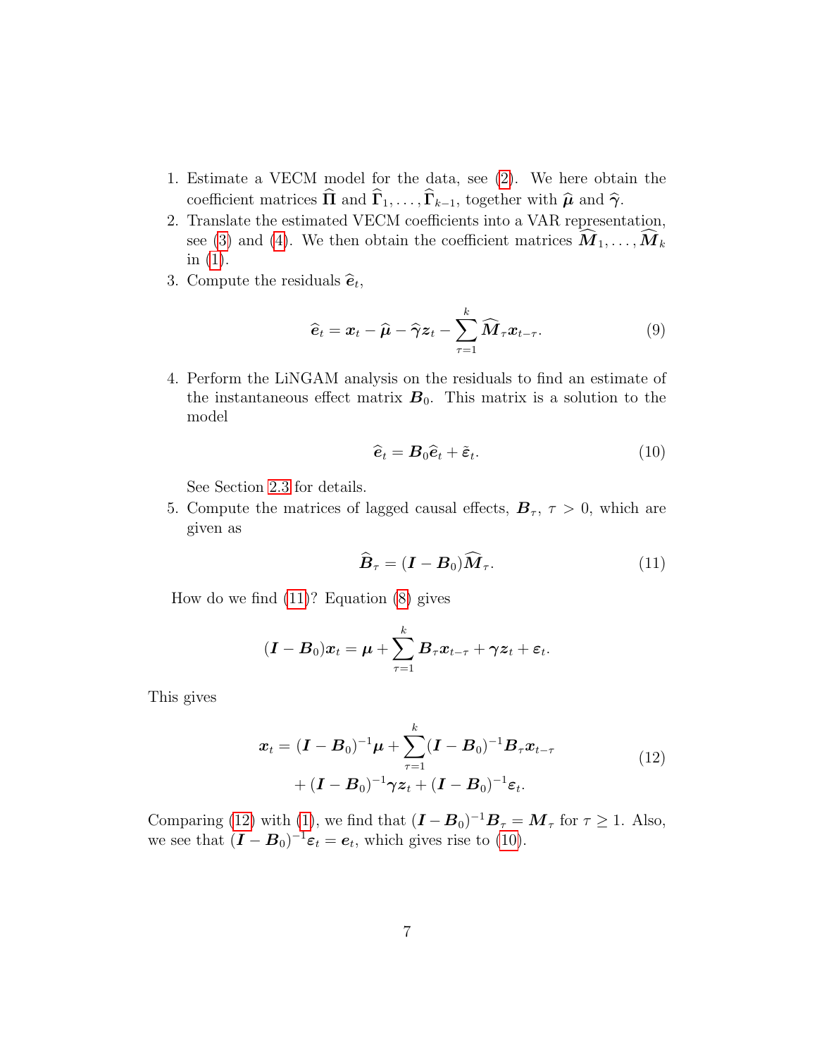1. Estimate a VECM model for the data, see (2). We here obtain the coefficient matrices $\widehat{\boldsymbol{\Pi}}$ and $\widehat{\boldsymbol{\Gamma}}_1, \ldots, \widehat{\boldsymbol{\Gamma}}_{k-1}$, together with $\widehat{\boldsymbol{\mu}}$ and $\widehat{\boldsymbol{\gamma}}$.
2. Translate the estimated VECM coefficients into a VAR representation, see (3) and (4). We then obtain the coefficient matrices $\widehat{\boldsymbol{M}}_1, \ldots, \widehat{\boldsymbol{M}}_k$ in (1).
3. Compute the residuals $\widehat{\boldsymbol{e}}_t$,

$$\widehat{\boldsymbol{e}}_t = \boldsymbol{x}_t - \widehat{\boldsymbol{\mu}} - \widehat{\boldsymbol{\gamma}}\boldsymbol{z}_t - \sum_{\tau=1}^{k} \widehat{\boldsymbol{M}}_\tau \boldsymbol{x}_{t-\tau}. \tag{9}$$

4. Perform the LiNGAM analysis on the residuals to find an estimate of the instantaneous effect matrix $\boldsymbol{B}_0$. This matrix is a solution to the model

$$\widehat{\boldsymbol{e}}_t = \boldsymbol{B}_0 \widehat{\boldsymbol{e}}_t + \tilde{\boldsymbol{\varepsilon}}_t. \tag{10}$$

   See Section 2.3 for details.
5. Compute the matrices of lagged causal effects, $\boldsymbol{B}_\tau$, $\tau > 0$, which are given as

$$\widehat{\boldsymbol{B}}_\tau = (\boldsymbol{I} - \boldsymbol{B}_0)\widehat{\boldsymbol{M}}_\tau. \tag{11}$$

How do we find (11)? Equation (8) gives

$$(\boldsymbol{I} - \boldsymbol{B}_0)\boldsymbol{x}_t = \boldsymbol{\mu} + \sum_{\tau=1}^{k} \boldsymbol{B}_\tau \boldsymbol{x}_{t-\tau} + \boldsymbol{\gamma}\boldsymbol{z}_t + \boldsymbol{\varepsilon}_t.$$

This gives

$$\begin{aligned}\boldsymbol{x}_t = (\boldsymbol{I} - \boldsymbol{B}_0)^{-1}\boldsymbol{\mu} + \sum_{\tau=1}^{k}(\boldsymbol{I} - \boldsymbol{B}_0)^{-1}\boldsymbol{B}_\tau \boldsymbol{x}_{t-\tau} \\ + (\boldsymbol{I} - \boldsymbol{B}_0)^{-1}\boldsymbol{\gamma}\boldsymbol{z}_t + (\boldsymbol{I} - \boldsymbol{B}_0)^{-1}\boldsymbol{\varepsilon}_t.\end{aligned} \tag{12}$$

Comparing (12) with (1), we find that $(\boldsymbol{I} - \boldsymbol{B}_0)^{-1}\boldsymbol{B}_\tau = \boldsymbol{M}_\tau$ for $\tau \geq 1$. Also, we see that $(\boldsymbol{I} - \boldsymbol{B}_0)^{-1}\boldsymbol{\varepsilon}_t = \boldsymbol{e}_t$, which gives rise to (10).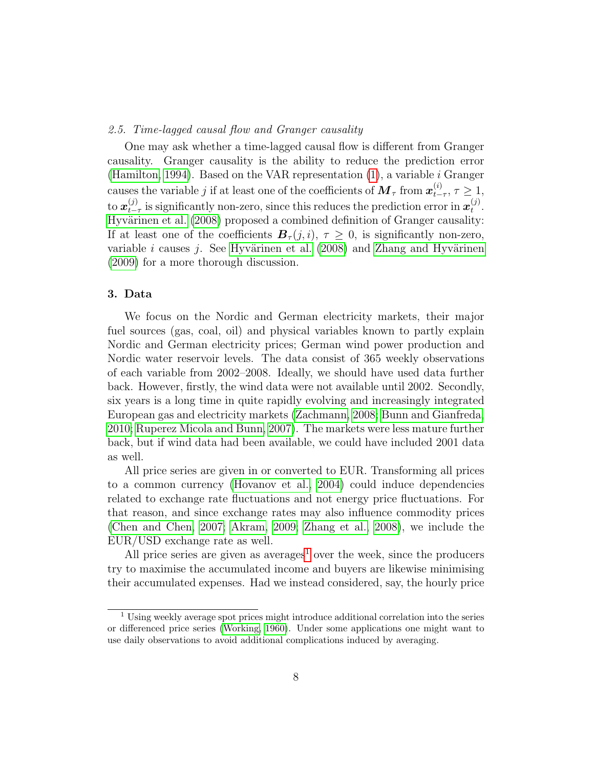### *2.5. Time-lagged causal flow and Granger causality*

One may ask whether a time-lagged causal flow is different from Granger causality. Granger causality is the ability to reduce the prediction error (Hamilton, 1994). Based on the VAR representation (1), a variable $i$ Granger causes the variable $j$ if at least one of the coefficients of $\boldsymbol{M}_\tau$ from $\boldsymbol{x}_{t-\tau}^{(i)}$, $\tau \geq 1$, to $\boldsymbol{x}_{t-\tau}^{(j)}$ is significantly non-zero, since this reduces the prediction error in $\boldsymbol{x}_t^{(j)}$. Hyvärinen et al. (2008) proposed a combined definition of Granger causality: If at least one of the coefficients $\boldsymbol{B}_\tau(j, i)$, $\tau \geq 0$, is significantly non-zero, variable $i$ causes $j$. See Hyvärinen et al. (2008) and Zhang and Hyvärinen (2009) for a more thorough discussion.

## 3. Data

We focus on the Nordic and German electricity markets, their major fuel sources (gas, coal, oil) and physical variables known to partly explain Nordic and German electricity prices; German wind power production and Nordic water reservoir levels. The data consist of 365 weekly observations of each variable from 2002–2008. Ideally, we should have used data further back. However, firstly, the wind data were not available until 2002. Secondly, six years is a long time in quite rapidly evolving and increasingly integrated European gas and electricity markets (Zachmann, 2008; Bunn and Gianfreda, 2010; Ruperez Micola and Bunn, 2007). The markets were less mature further back, but if wind data had been available, we could have included 2001 data as well.

All price series are given in or converted to EUR. Transforming all prices to a common currency (Hovanov et al., 2004) could induce dependencies related to exchange rate fluctuations and not energy price fluctuations. For that reason, and since exchange rates may also influence commodity prices (Chen and Chen, 2007; Akram, 2009; Zhang et al., 2008), we include the EUR/USD exchange rate as well.

All price series are given as averages[1] over the week, since the producers try to maximise the accumulated income and buyers are likewise minimising their accumulated expenses. Had we instead considered, say, the hourly price

[1] Using weekly average spot prices might introduce additional correlation into the series or differenced price series (Working, 1960). Under some applications one might want to use daily observations to avoid additional complications induced by averaging.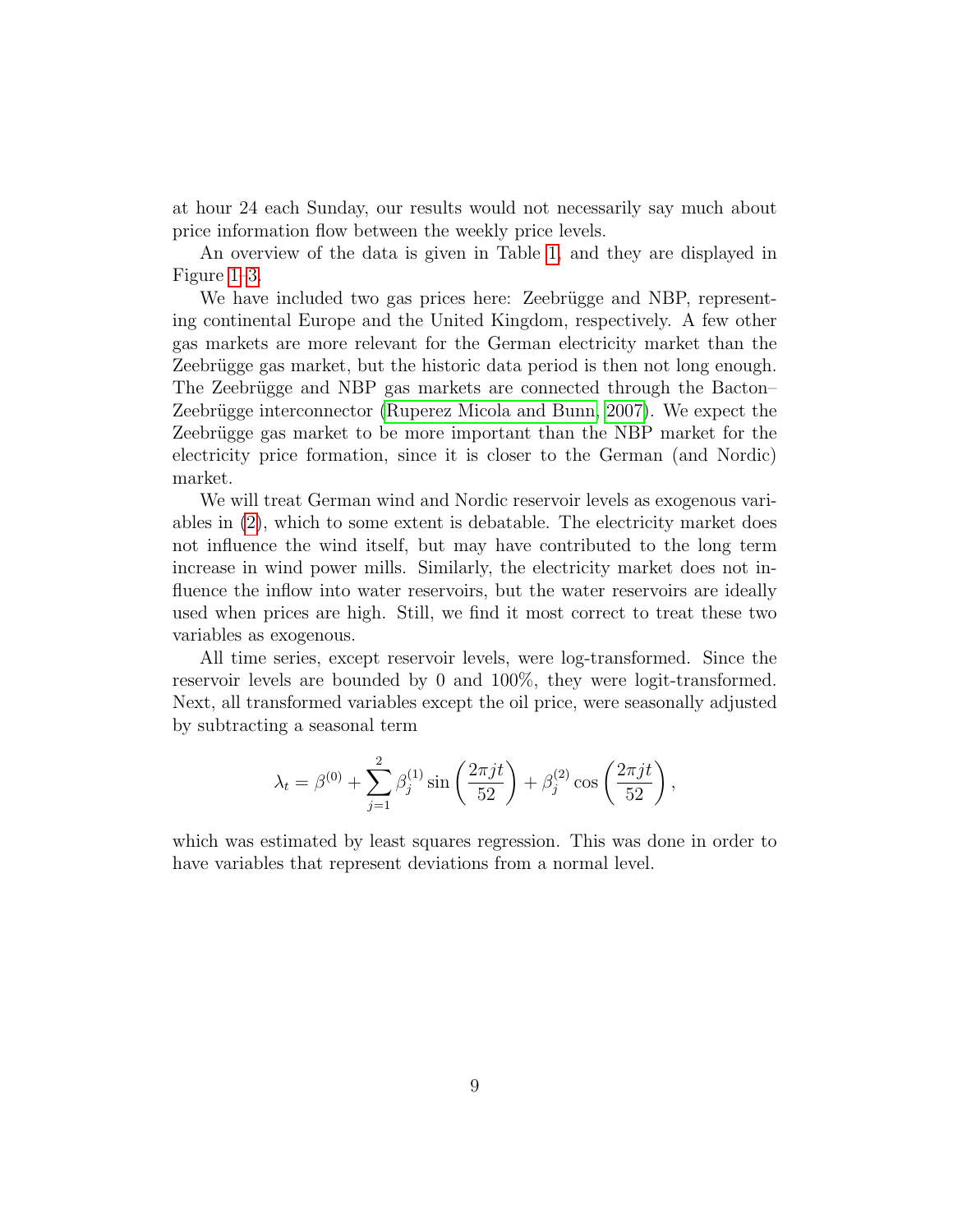at hour 24 each Sunday, our results would not necessarily say much about price information flow between the weekly price levels.

An overview of the data is given in Table 1, and they are displayed in Figure 1–3.

We have included two gas prices here: Zeebrügge and NBP, representing continental Europe and the United Kingdom, respectively. A few other gas markets are more relevant for the German electricity market than the Zeebrügge gas market, but the historic data period is then not long enough. The Zeebrügge and NBP gas markets are connected through the Bacton–Zeebrügge interconnector (Ruperez Micola and Bunn, 2007). We expect the Zeebrügge gas market to be more important than the NBP market for the electricity price formation, since it is closer to the German (and Nordic) market.

We will treat German wind and Nordic reservoir levels as exogenous variables in (2), which to some extent is debatable. The electricity market does not influence the wind itself, but may have contributed to the long term increase in wind power mills. Similarly, the electricity market does not influence the inflow into water reservoirs, but the water reservoirs are ideally used when prices are high. Still, we find it most correct to treat these two variables as exogenous.

All time series, except reservoir levels, were log-transformed. Since the reservoir levels are bounded by 0 and 100%, they were logit-transformed. Next, all transformed variables except the oil price, were seasonally adjusted by subtracting a seasonal term

$$\lambda_t = \beta^{(0)} + \sum_{j=1}^{2} \beta_j^{(1)} \sin\left(\frac{2\pi jt}{52}\right) + \beta_j^{(2)} \cos\left(\frac{2\pi jt}{52}\right),$$

which was estimated by least squares regression. This was done in order to have variables that represent deviations from a normal level.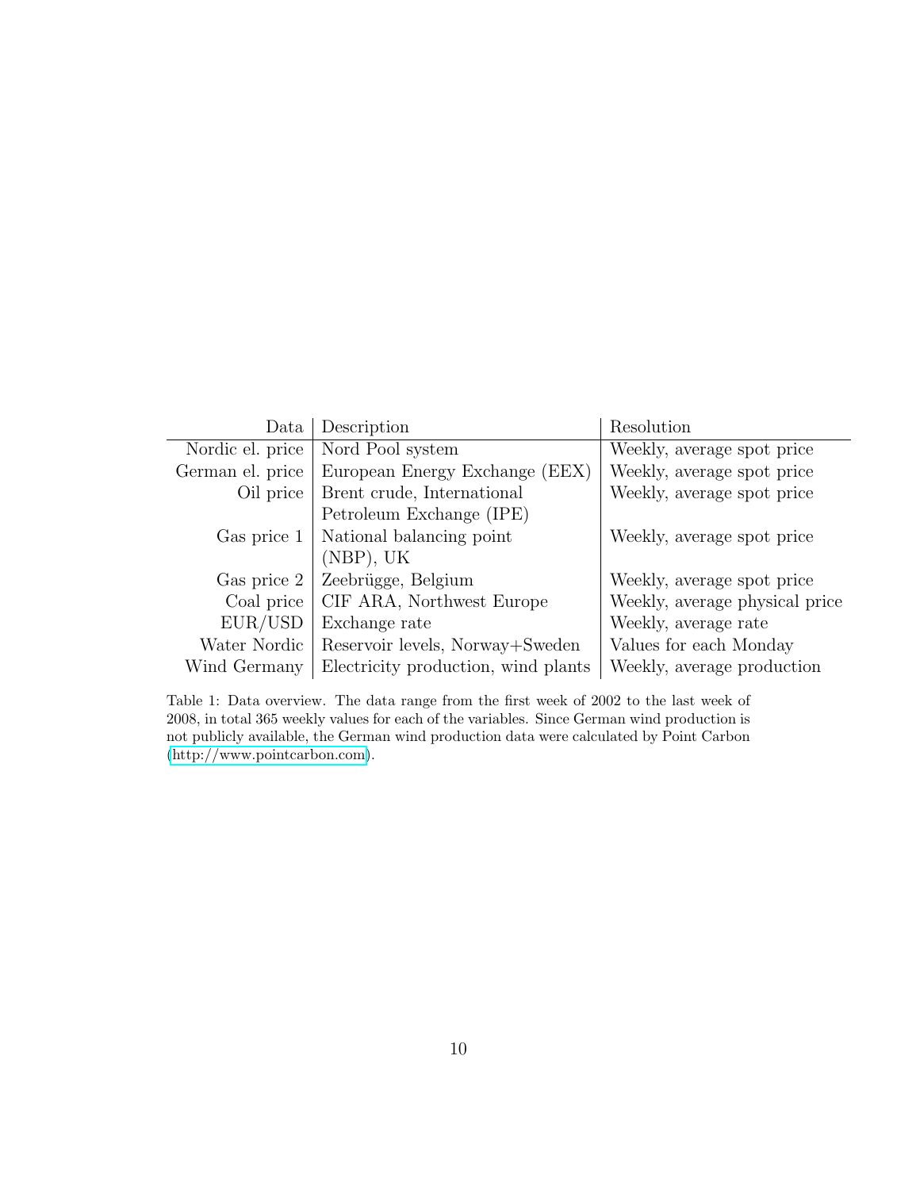| Data | Description | Resolution |
|---|---|---|
| Nordic el. price | Nord Pool system | Weekly, average spot price |
| German el. price | European Energy Exchange (EEX) | Weekly, average spot price |
| Oil price | Brent crude, International Petroleum Exchange (IPE) | Weekly, average spot price |
| Gas price 1 | National balancing point (NBP), UK | Weekly, average spot price |
| Gas price 2 | Zeebrügge, Belgium | Weekly, average spot price |
| Coal price | CIF ARA, Northwest Europe | Weekly, average physical price |
| EUR/USD | Exchange rate | Weekly, average rate |
| Water Nordic | Reservoir levels, Norway+Sweden | Values for each Monday |
| Wind Germany | Electricity production, wind plants | Weekly, average production |

Table 1: Data overview. The data range from the first week of 2002 to the last week of 2008, in total 365 weekly values for each of the variables. Since German wind production is not publicly available, the German wind production data were calculated by Point Carbon (http://www.pointcarbon.com).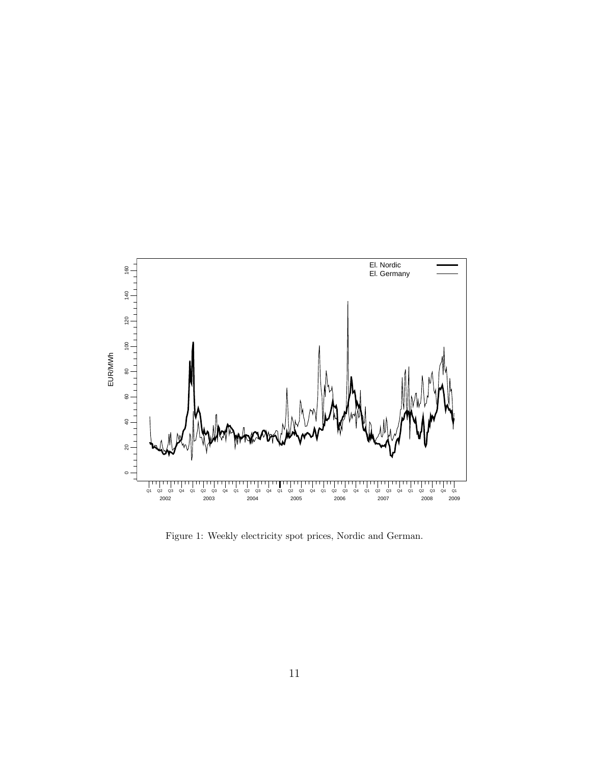Figure 1: Weekly electricity spot prices, Nordic and German.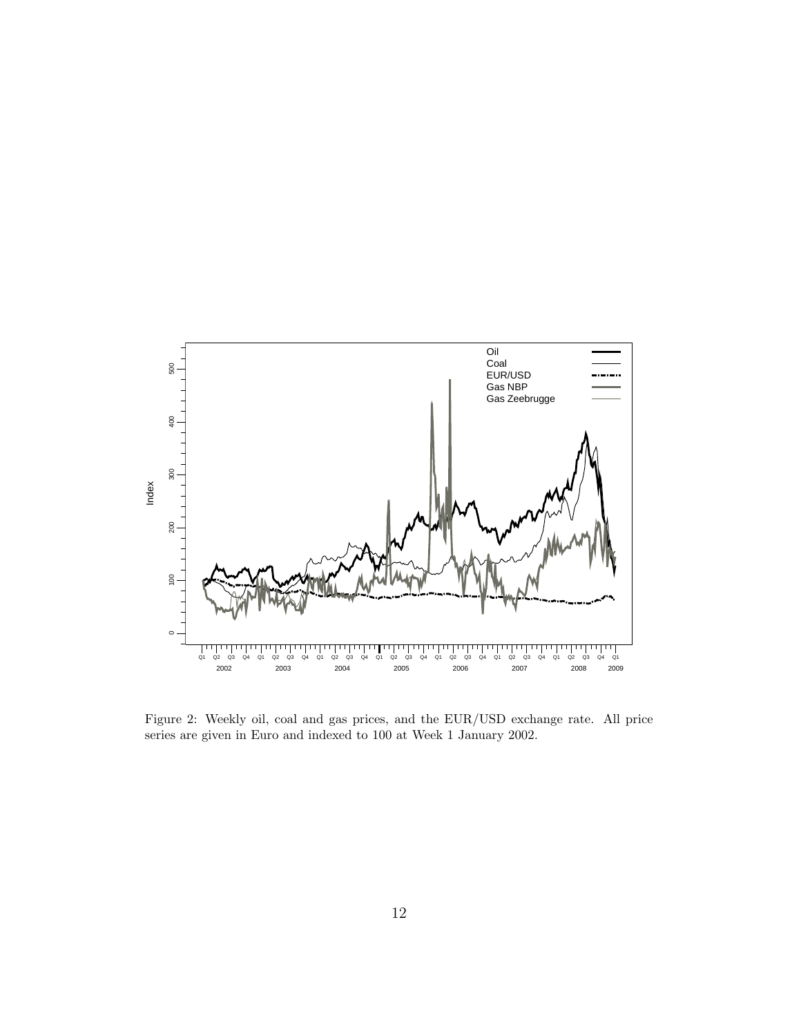Figure 2: Weekly oil, coal and gas prices, and the EUR/USD exchange rate. All price series are given in Euro and indexed to 100 at Week 1 January 2002.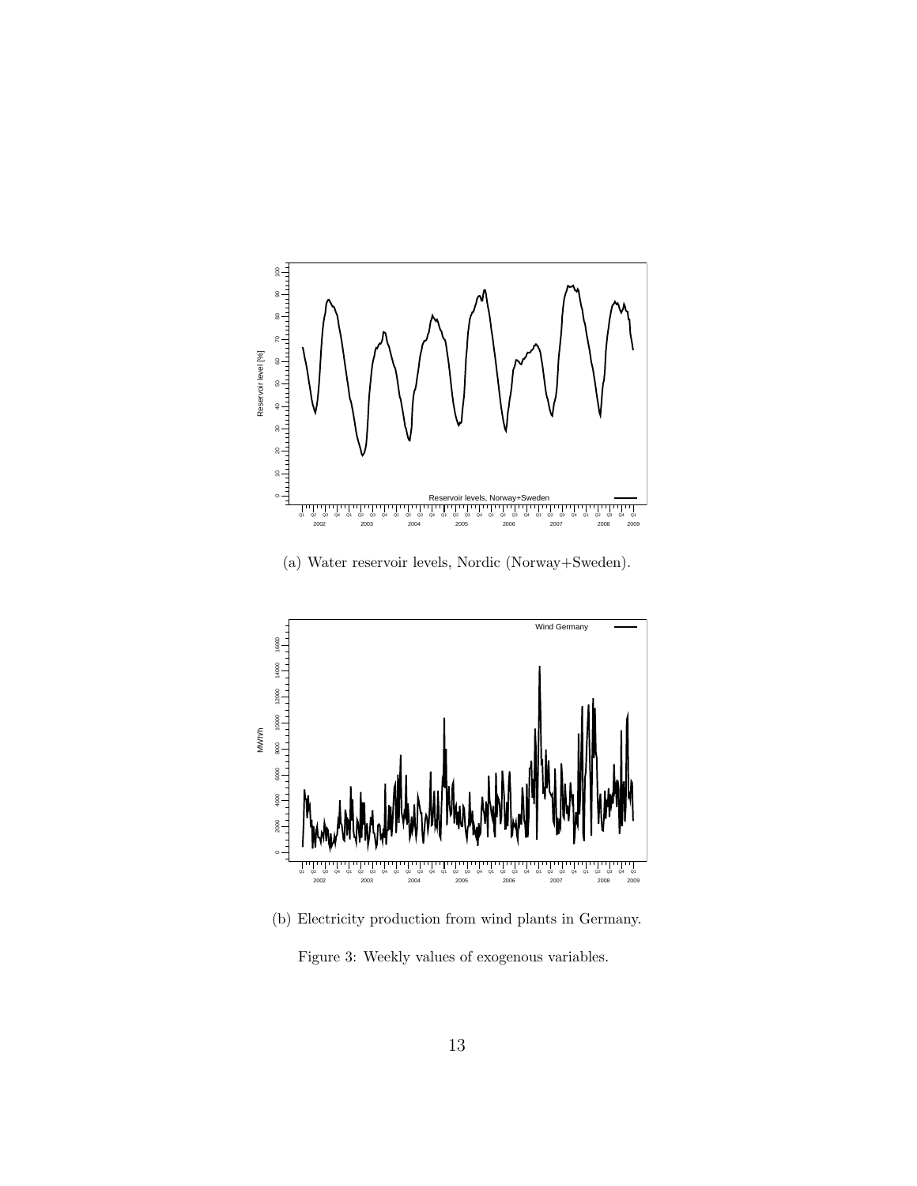(a) Water reservoir levels, Nordic (Norway+Sweden).

(b) Electricity production from wind plants in Germany.

Figure 3: Weekly values of exogenous variables.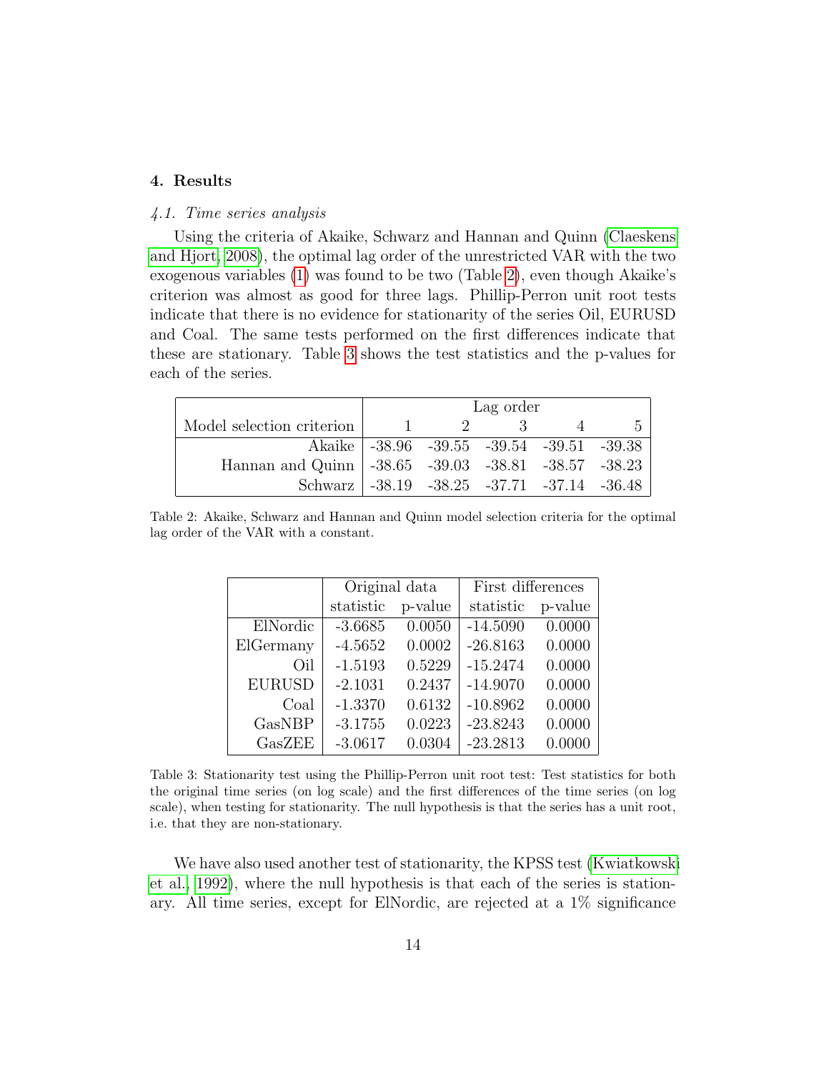## 4. Results

### *4.1. Time series analysis*

Using the criteria of Akaike, Schwarz and Hannan and Quinn (Claeskens and Hjort, 2008), the optimal lag order of the unrestricted VAR with the two exogenous variables (1) was found to be two (Table 2), even though Akaike's criterion was almost as good for three lags. Phillip-Perron unit root tests indicate that there is no evidence for stationarity of the series Oil, EURUSD and Coal. The same tests performed on the first differences indicate that these are stationary. Table 3 shows the test statistics and the p-values for each of the series.

| | Lag order | | | | |
|---|---|---|---|---|---|
| Model selection criterion | 1 | 2 | 3 | 4 | 5 |
| Akaike | -38.96 | -39.55 | -39.54 | -39.51 | -39.38 |
| Hannan and Quinn | -38.65 | -39.03 | -38.81 | -38.57 | -38.23 |
| Schwarz | -38.19 | -38.25 | -37.71 | -37.14 | -36.48 |

Table 2: Akaike, Schwarz and Hannan and Quinn model selection criteria for the optimal lag order of the VAR with a constant.

| | Original data | | First differences | |
|---|---|---|---|---|
| | statistic | p-value | statistic | p-value |
| ElNordic | -3.6685 | 0.0050 | -14.5090 | 0.0000 |
| ElGermany | -4.5652 | 0.0002 | -26.8163 | 0.0000 |
| Oil | -1.5193 | 0.5229 | -15.2474 | 0.0000 |
| EURUSD | -2.1031 | 0.2437 | -14.9070 | 0.0000 |
| Coal | -1.3370 | 0.6132 | -10.8962 | 0.0000 |
| GasNBP | -3.1755 | 0.0223 | -23.8243 | 0.0000 |
| GasZEE | -3.0617 | 0.0304 | -23.2813 | 0.0000 |

Table 3: Stationarity test using the Phillip-Perron unit root test: Test statistics for both the original time series (on log scale) and the first differences of the time series (on log scale), when testing for stationarity. The null hypothesis is that the series has a unit root, i.e. that they are non-stationary.

We have also used another test of stationarity, the KPSS test (Kwiatkowski et al., 1992), where the null hypothesis is that each of the series is stationary. All time series, except for ElNordic, are rejected at a 1% significance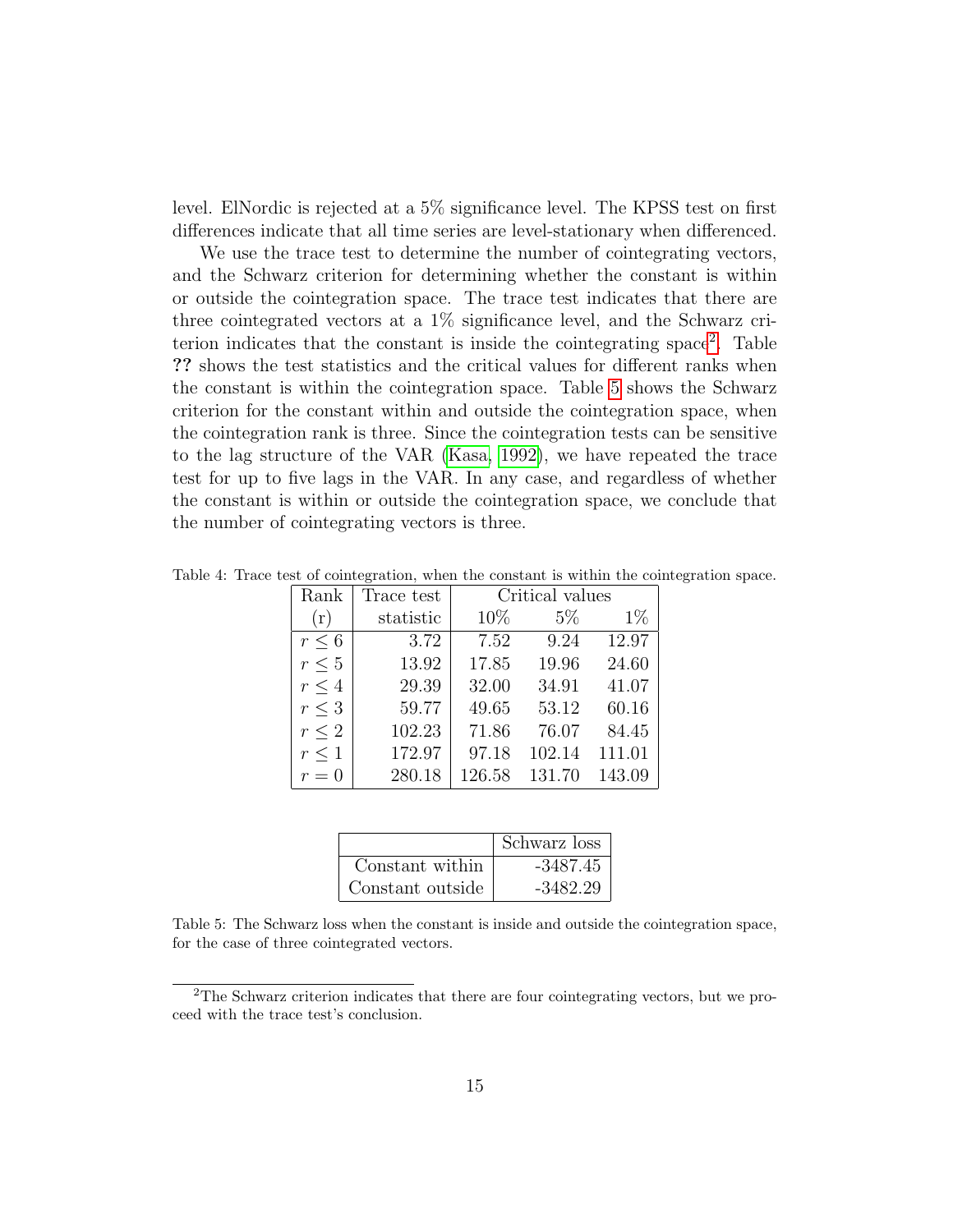level. ElNordic is rejected at a 5% significance level. The KPSS test on first differences indicate that all time series are level-stationary when differenced.

We use the trace test to determine the number of cointegrating vectors, and the Schwarz criterion for determining whether the constant is within or outside the cointegration space. The trace test indicates that there are three cointegrated vectors at a 1% significance level, and the Schwarz criterion indicates that the constant is inside the cointegrating space[2]. Table ?? shows the test statistics and the critical values for different ranks when the constant is within the cointegration space. Table 5 shows the Schwarz criterion for the constant within and outside the cointegration space, when the cointegration rank is three. Since the cointegration tests can be sensitive to the lag structure of the VAR (Kasa, 1992), we have repeated the trace test for up to five lags in the VAR. In any case, and regardless of whether the constant is within or outside the cointegration space, we conclude that the number of cointegrating vectors is three.

Table 4: Trace test of cointegration, when the constant is within the cointegration space.

| Rank | Trace test | Critical values | | |
|---|---|---|---|---|
| (r) | statistic | 10% | 5% | 1% |
| $r \leq 6$ | 3.72 | 7.52 | 9.24 | 12.97 |
| $r \leq 5$ | 13.92 | 17.85 | 19.96 | 24.60 |
| $r \leq 4$ | 29.39 | 32.00 | 34.91 | 41.07 |
| $r \leq 3$ | 59.77 | 49.65 | 53.12 | 60.16 |
| $r \leq 2$ | 102.23 | 71.86 | 76.07 | 84.45 |
| $r \leq 1$ | 172.97 | 97.18 | 102.14 | 111.01 |
| $r = 0$ | 280.18 | 126.58 | 131.70 | 143.09 |

| | Schwarz loss |
|---|---|
| Constant within | -3487.45 |
| Constant outside | -3482.29 |

Table 5: The Schwarz loss when the constant is inside and outside the cointegration space, for the case of three cointegrated vectors.

[2] The Schwarz criterion indicates that there are four cointegrating vectors, but we proceed with the trace test's conclusion.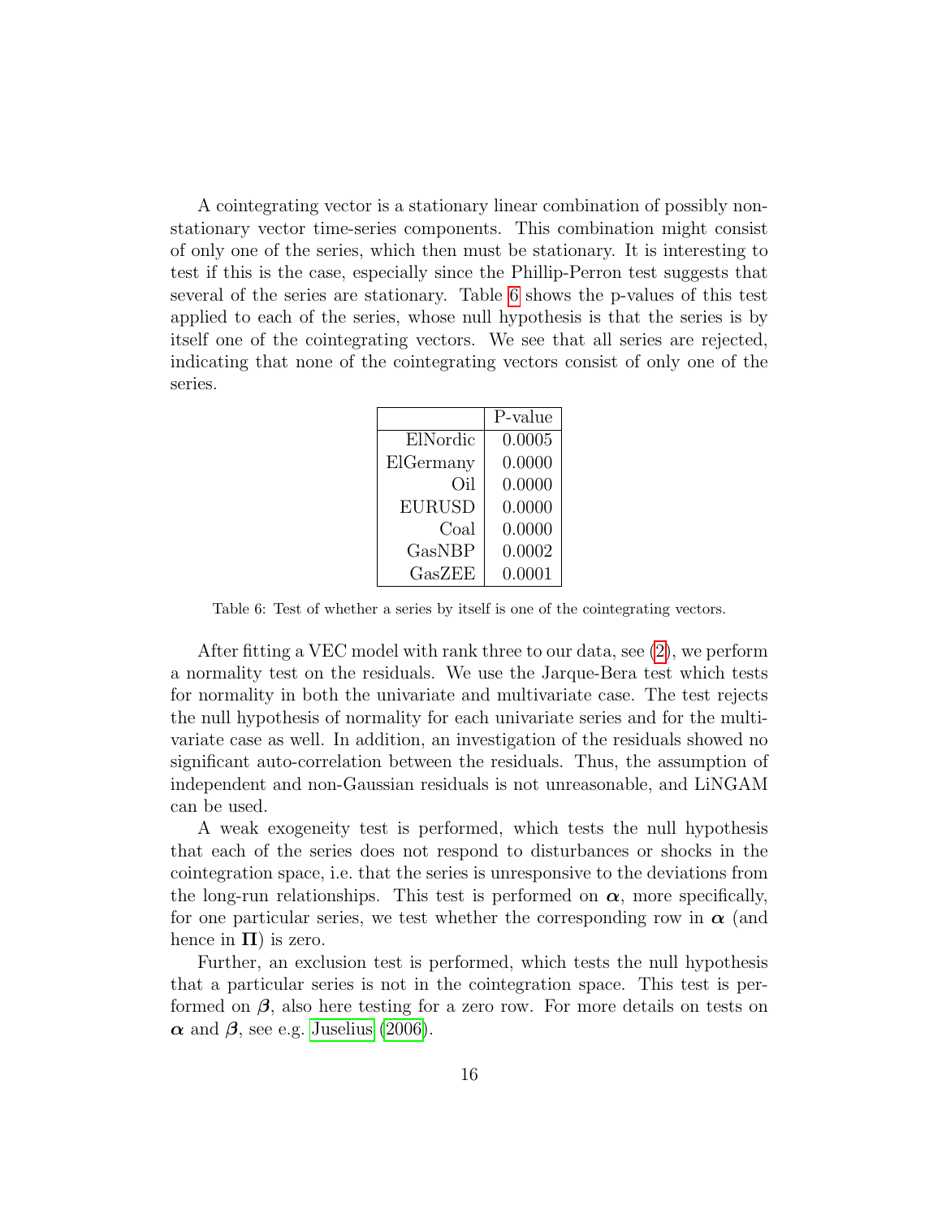A cointegrating vector is a stationary linear combination of possibly non-stationary vector time-series components. This combination might consist of only one of the series, which then must be stationary. It is interesting to test if this is the case, especially since the Phillip-Perron test suggests that several of the series are stationary. Table 6 shows the p-values of this test applied to each of the series, whose null hypothesis is that the series is by itself one of the cointegrating vectors. We see that all series are rejected, indicating that none of the cointegrating vectors consist of only one of the series.

| | P-value |
|---|---|
| ElNordic | 0.0005 |
| ElGermany | 0.0000 |
| Oil | 0.0000 |
| EURUSD | 0.0000 |
| Coal | 0.0000 |
| GasNBP | 0.0002 |
| GasZEE | 0.0001 |

Table 6: Test of whether a series by itself is one of the cointegrating vectors.

After fitting a VEC model with rank three to our data, see (2), we perform a normality test on the residuals. We use the Jarque-Bera test which tests for normality in both the univariate and multivariate case. The test rejects the null hypothesis of normality for each univariate series and for the multivariate case as well. In addition, an investigation of the residuals showed no significant auto-correlation between the residuals. Thus, the assumption of independent and non-Gaussian residuals is not unreasonable, and LiNGAM can be used.

A weak exogeneity test is performed, which tests the null hypothesis that each of the series does not respond to disturbances or shocks in the cointegration space, i.e. that the series is unresponsive to the deviations from the long-run relationships. This test is performed on $\boldsymbol{\alpha}$, more specifically, for one particular series, we test whether the corresponding row in $\boldsymbol{\alpha}$ (and hence in $\mathbf{\Pi}$) is zero.

Further, an exclusion test is performed, which tests the null hypothesis that a particular series is not in the cointegration space. This test is performed on $\boldsymbol{\beta}$, also here testing for a zero row. For more details on tests on $\boldsymbol{\alpha}$ and $\boldsymbol{\beta}$, see e.g. Juselius (2006).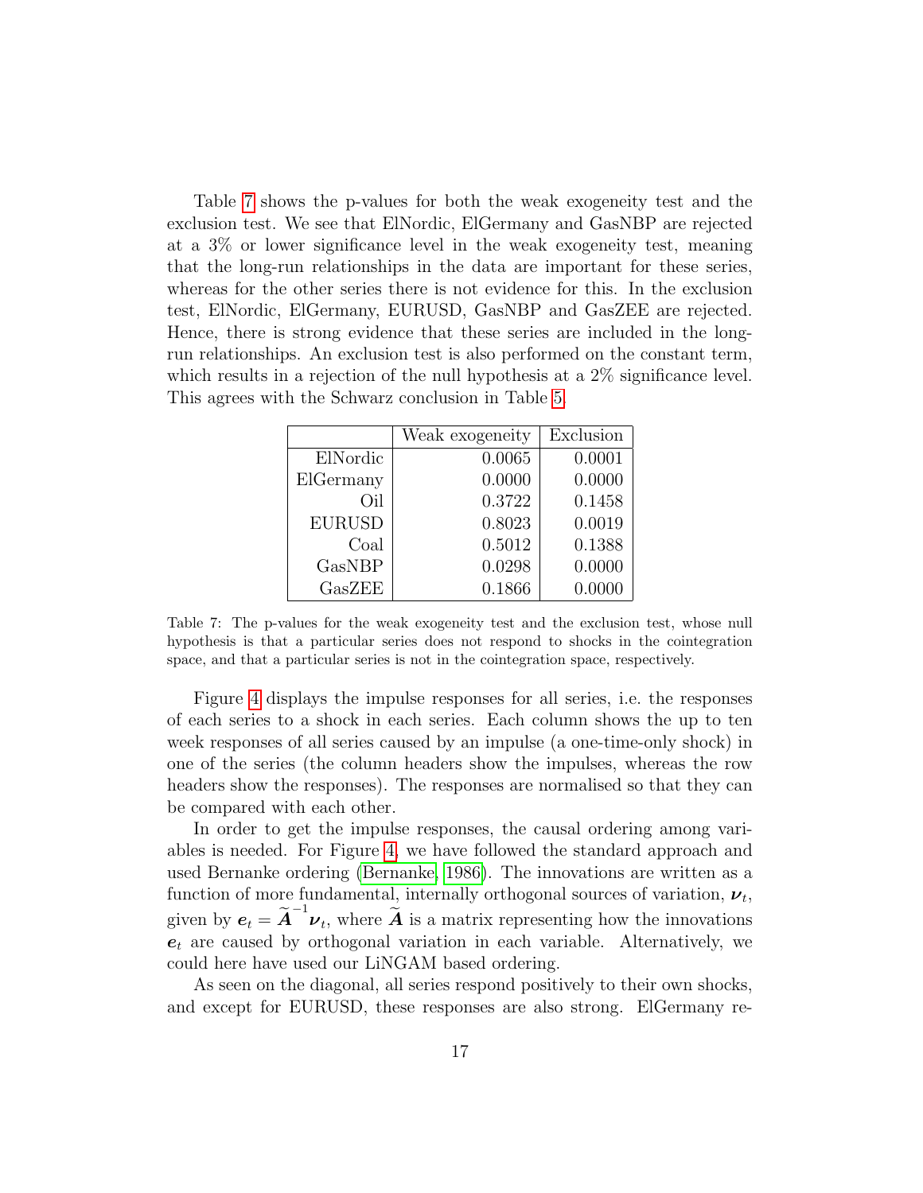Table 7 shows the p-values for both the weak exogeneity test and the exclusion test. We see that ElNordic, ElGermany and GasNBP are rejected at a 3% or lower significance level in the weak exogeneity test, meaning that the long-run relationships in the data are important for these series, whereas for the other series there is not evidence for this. In the exclusion test, ElNordic, ElGermany, EURUSD, GasNBP and GasZEE are rejected. Hence, there is strong evidence that these series are included in the long-run relationships. An exclusion test is also performed on the constant term, which results in a rejection of the null hypothesis at a 2% significance level. This agrees with the Schwarz conclusion in Table 5.

| | Weak exogeneity | Exclusion |
|---:|---:|---:|
| ElNordic | 0.0065 | 0.0001 |
| ElGermany | 0.0000 | 0.0000 |
| Oil | 0.3722 | 0.1458 |
| EURUSD | 0.8023 | 0.0019 |
| Coal | 0.5012 | 0.1388 |
| GasNBP | 0.0298 | 0.0000 |
| GasZEE | 0.1866 | 0.0000 |

Table 7: The p-values for the weak exogeneity test and the exclusion test, whose null hypothesis is that a particular series does not respond to shocks in the cointegration space, and that a particular series is not in the cointegration space, respectively.

Figure 4 displays the impulse responses for all series, i.e. the responses of each series to a shock in each series. Each column shows the up to ten week responses of all series caused by an impulse (a one-time-only shock) in one of the series (the column headers show the impulses, whereas the row headers show the responses). The responses are normalised so that they can be compared with each other.

In order to get the impulse responses, the causal ordering among variables is needed. For Figure 4, we have followed the standard approach and used Bernanke ordering (Bernanke, 1986). The innovations are written as a function of more fundamental, internally orthogonal sources of variation, $\boldsymbol{\nu}_t$, given by $\boldsymbol{e}_t = \widetilde{\boldsymbol{A}}^{-1}\boldsymbol{\nu}_t$, where $\widetilde{\boldsymbol{A}}$ is a matrix representing how the innovations $\boldsymbol{e}_t$ are caused by orthogonal variation in each variable. Alternatively, we could here have used our LiNGAM based ordering.

As seen on the diagonal, all series respond positively to their own shocks, and except for EURUSD, these responses are also strong. ElGermany re-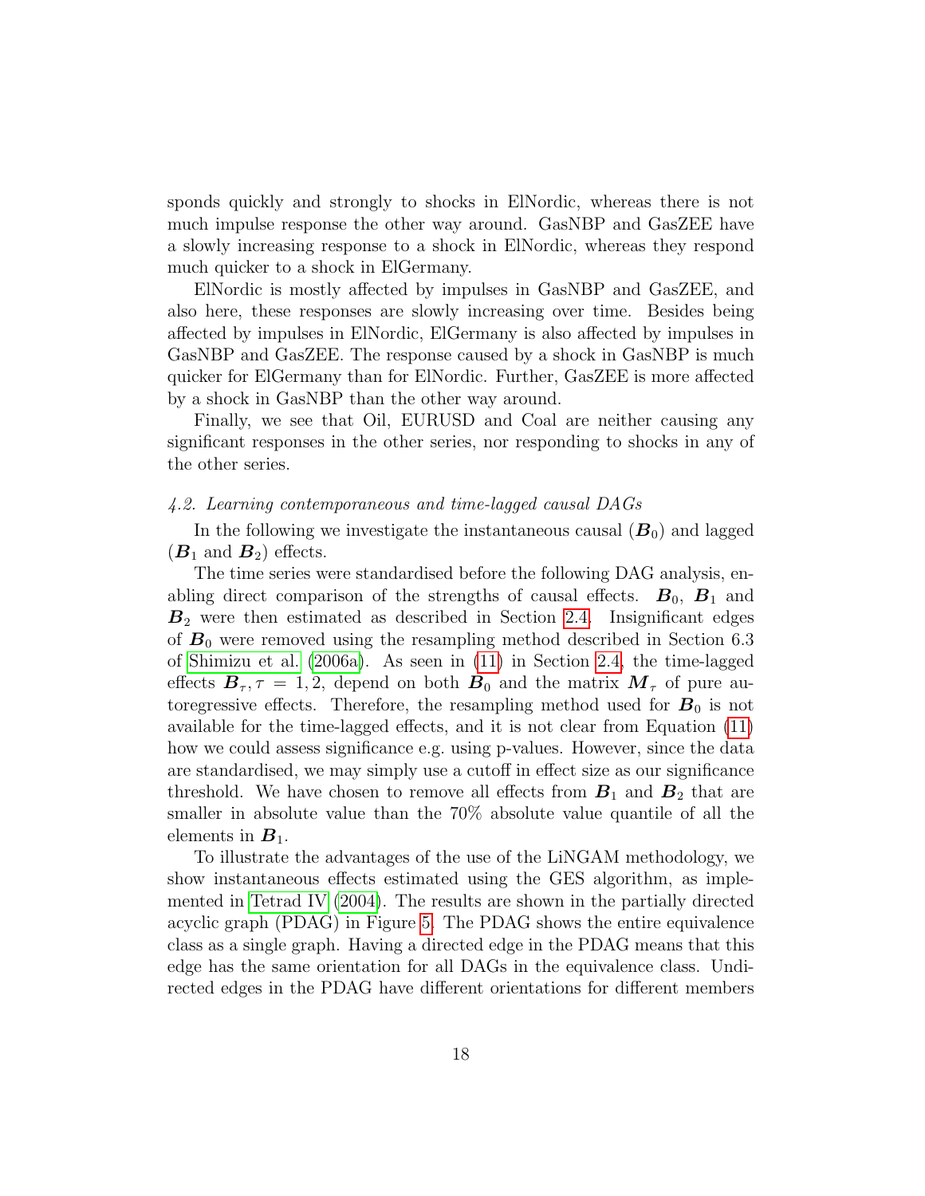sponds quickly and strongly to shocks in ElNordic, whereas there is not much impulse response the other way around. GasNBP and GasZEE have a slowly increasing response to a shock in ElNordic, whereas they respond much quicker to a shock in ElGermany.

ElNordic is mostly affected by impulses in GasNBP and GasZEE, and also here, these responses are slowly increasing over time. Besides being affected by impulses in ElNordic, ElGermany is also affected by impulses in GasNBP and GasZEE. The response caused by a shock in GasNBP is much quicker for ElGermany than for ElNordic. Further, GasZEE is more affected by a shock in GasNBP than the other way around.

Finally, we see that Oil, EURUSD and Coal are neither causing any significant responses in the other series, nor responding to shocks in any of the other series.

### *4.2. Learning contemporaneous and time-lagged causal DAGs*

In the following we investigate the instantaneous causal ($\boldsymbol{B}_0$) and lagged ($\boldsymbol{B}_1$ and $\boldsymbol{B}_2$) effects.

The time series were standardised before the following DAG analysis, enabling direct comparison of the strengths of causal effects. $\boldsymbol{B}_0$, $\boldsymbol{B}_1$ and $\boldsymbol{B}_2$ were then estimated as described in Section 2.4. Insignificant edges of $\boldsymbol{B}_0$ were removed using the resampling method described in Section 6.3 of Shimizu et al. (2006a). As seen in (11) in Section 2.4, the time-lagged effects $\boldsymbol{B}_\tau, \tau = 1, 2$, depend on both $\boldsymbol{B}_0$ and the matrix $\boldsymbol{M}_\tau$ of pure autoregressive effects. Therefore, the resampling method used for $\boldsymbol{B}_0$ is not available for the time-lagged effects, and it is not clear from Equation (11) how we could assess significance e.g. using p-values. However, since the data are standardised, we may simply use a cutoff in effect size as our significance threshold. We have chosen to remove all effects from $\boldsymbol{B}_1$ and $\boldsymbol{B}_2$ that are smaller in absolute value than the 70% absolute value quantile of all the elements in $\boldsymbol{B}_1$.

To illustrate the advantages of the use of the LiNGAM methodology, we show instantaneous effects estimated using the GES algorithm, as implemented in Tetrad IV (2004). The results are shown in the partially directed acyclic graph (PDAG) in Figure 5. The PDAG shows the entire equivalence class as a single graph. Having a directed edge in the PDAG means that this edge has the same orientation for all DAGs in the equivalence class. Undirected edges in the PDAG have different orientations for different members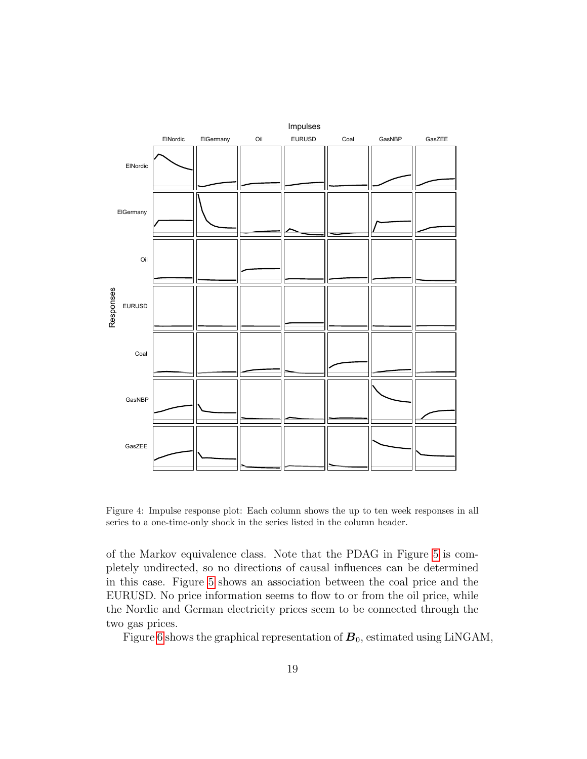Figure 4: Impulse response plot: Each column shows the up to ten week responses in all series to a one-time-only shock in the series listed in the column header.

of the Markov equivalence class. Note that the PDAG in Figure 5 is completely undirected, so no directions of causal influences can be determined in this case. Figure 5 shows an association between the coal price and the EURUSD. No price information seems to flow to or from the oil price, while the Nordic and German electricity prices seem to be connected through the two gas prices.

Figure 6 shows the graphical representation of $\boldsymbol{B}_0$, estimated using LiNGAM,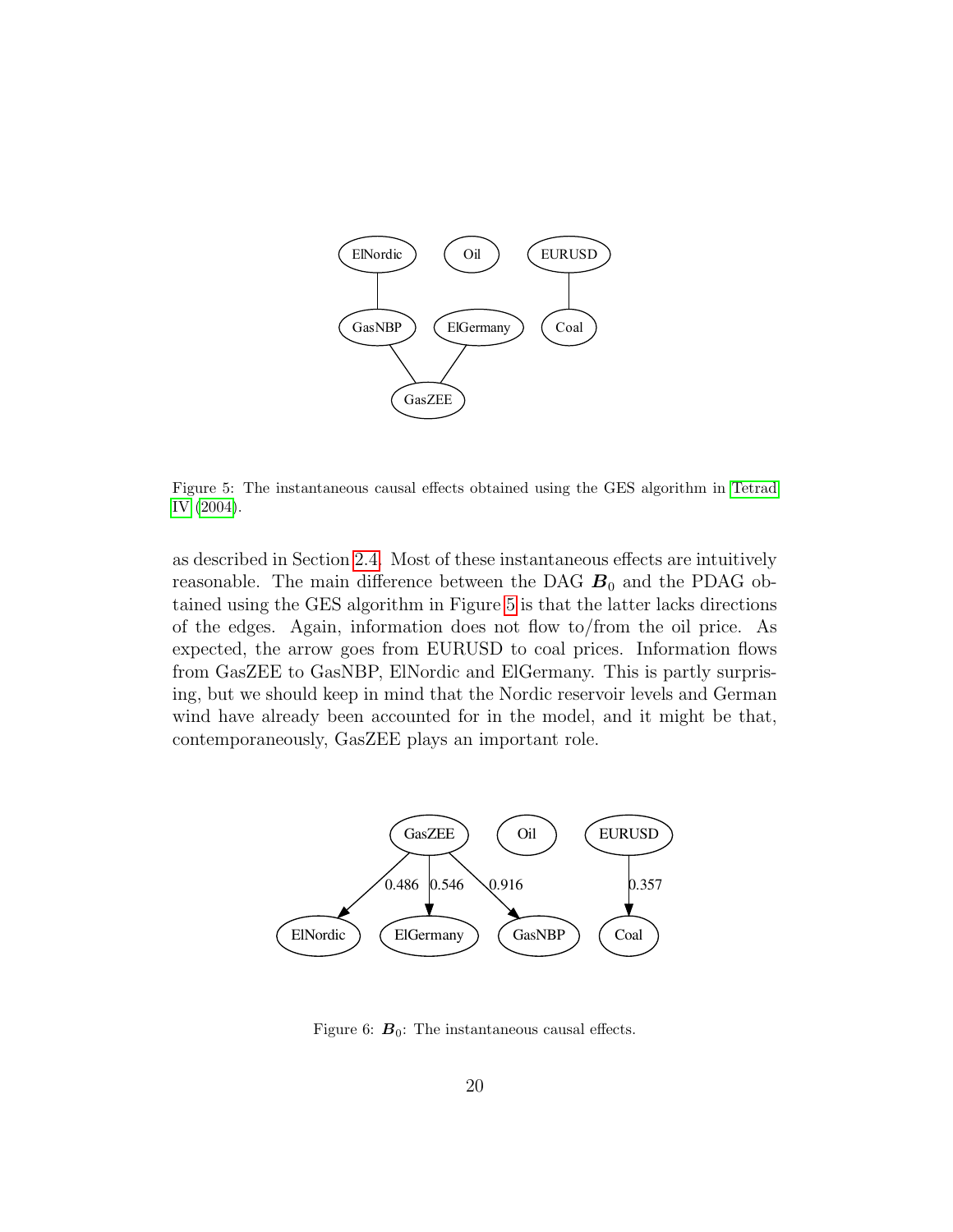Figure 5: The instantaneous causal effects obtained using the GES algorithm in Tetrad IV (2004).

as described in Section 2.4. Most of these instantaneous effects are intuitively reasonable. The main difference between the DAG $\boldsymbol{B}_0$ and the PDAG obtained using the GES algorithm in Figure 5 is that the latter lacks directions of the edges. Again, information does not flow to/from the oil price. As expected, the arrow goes from EURUSD to coal prices. Information flows from GasZEE to GasNBP, ElNordic and ElGermany. This is partly surprising, but we should keep in mind that the Nordic reservoir levels and German wind have already been accounted for in the model, and it might be that, contemporaneously, GasZEE plays an important role.

Figure 6: $\boldsymbol{B}_0$: The instantaneous causal effects.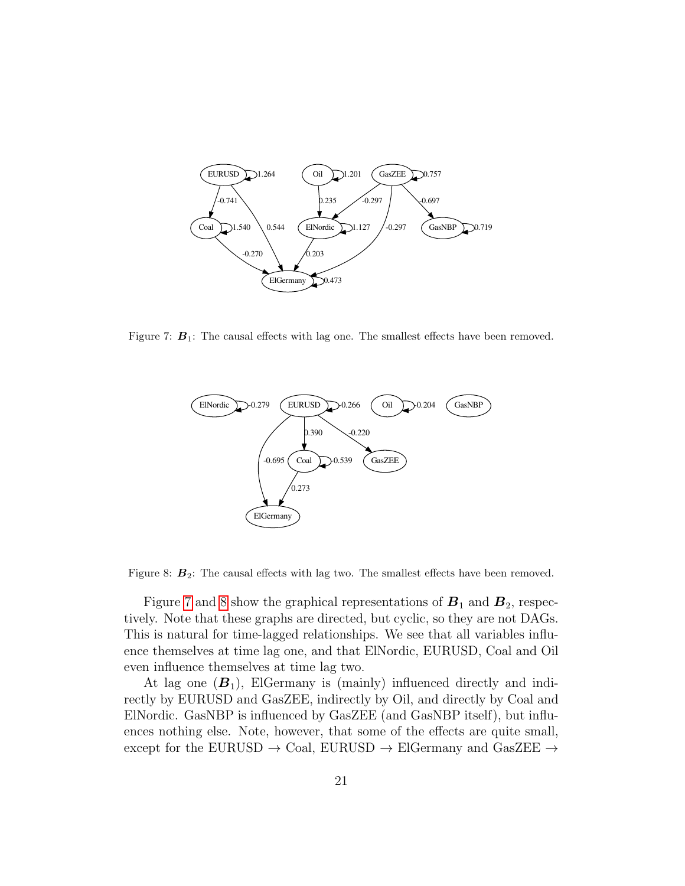Figure 7: $\boldsymbol{B}_1$: The causal effects with lag one. The smallest effects have been removed.

Figure 8: $\boldsymbol{B}_2$: The causal effects with lag two. The smallest effects have been removed.

Figure 7 and 8 show the graphical representations of $\boldsymbol{B}_1$ and $\boldsymbol{B}_2$, respectively. Note that these graphs are directed, but cyclic, so they are not DAGs. This is natural for time-lagged relationships. We see that all variables influence themselves at time lag one, and that ElNordic, EURUSD, Coal and Oil even influence themselves at time lag two.

At lag one ($\boldsymbol{B}_1$), ElGermany is (mainly) influenced directly and indirectly by EURUSD and GasZEE, indirectly by Oil, and directly by Coal and ElNordic. GasNBP is influenced by GasZEE (and GasNBP itself), but influences nothing else. Note, however, that some of the effects are quite small, except for the EURUSD → Coal, EURUSD → ElGermany and GasZEE →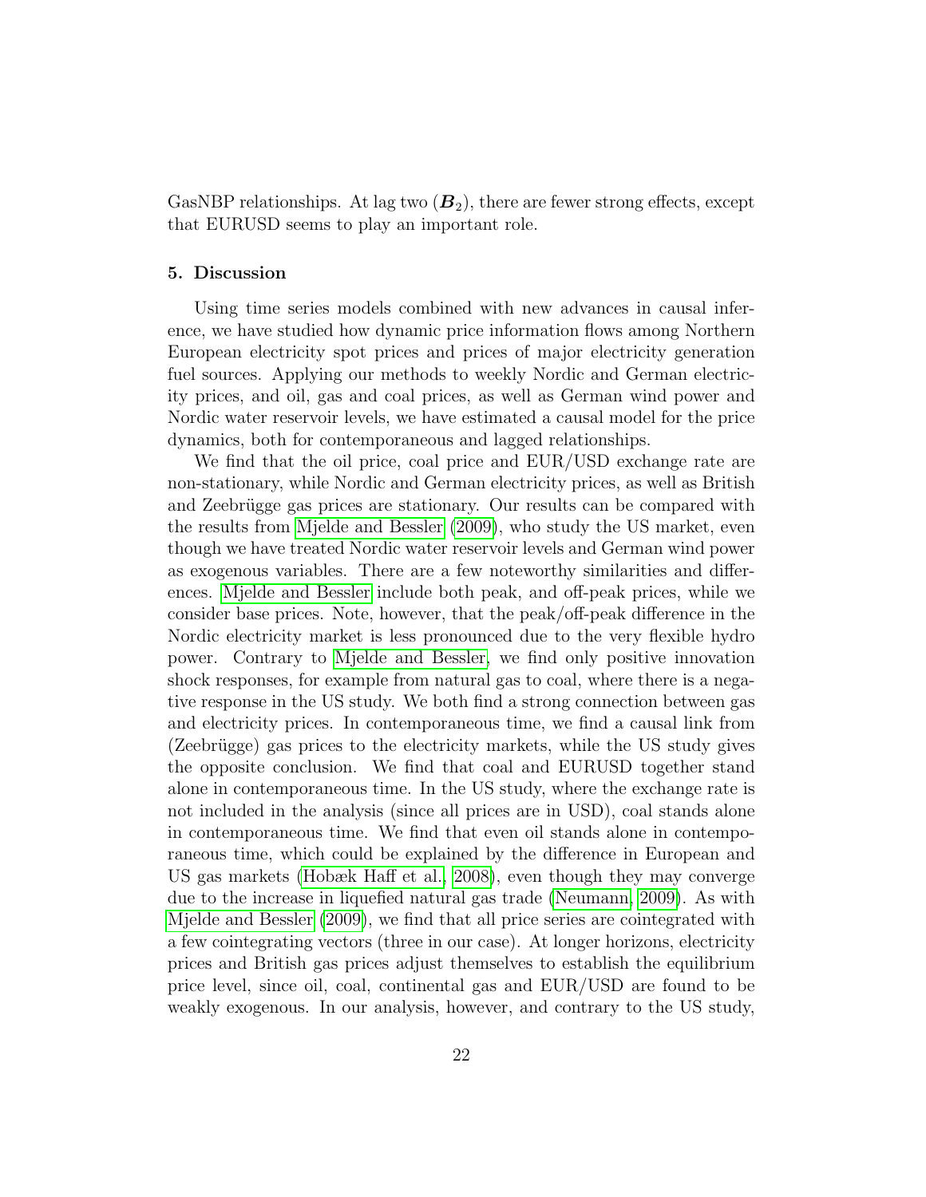GasNBP relationships. At lag two ($\boldsymbol{B}_2$), there are fewer strong effects, except that EURUSD seems to play an important role.

## 5. Discussion

Using time series models combined with new advances in causal inference, we have studied how dynamic price information flows among Northern European electricity spot prices and prices of major electricity generation fuel sources. Applying our methods to weekly Nordic and German electricity prices, and oil, gas and coal prices, as well as German wind power and Nordic water reservoir levels, we have estimated a causal model for the price dynamics, both for contemporaneous and lagged relationships.

We find that the oil price, coal price and EUR/USD exchange rate are non-stationary, while Nordic and German electricity prices, as well as British and Zeebrügge gas prices are stationary. Our results can be compared with the results from Mjelde and Bessler (2009), who study the US market, even though we have treated Nordic water reservoir levels and German wind power as exogenous variables. There are a few noteworthy similarities and differences. Mjelde and Bessler include both peak, and off-peak prices, while we consider base prices. Note, however, that the peak/off-peak difference in the Nordic electricity market is less pronounced due to the very flexible hydro power. Contrary to Mjelde and Bessler, we find only positive innovation shock responses, for example from natural gas to coal, where there is a negative response in the US study. We both find a strong connection between gas and electricity prices. In contemporaneous time, we find a causal link from (Zeebrügge) gas prices to the electricity markets, while the US study gives the opposite conclusion. We find that coal and EURUSD together stand alone in contemporaneous time. In the US study, where the exchange rate is not included in the analysis (since all prices are in USD), coal stands alone in contemporaneous time. We find that even oil stands alone in contemporaneous time, which could be explained by the difference in European and US gas markets (Hobæk Haff et al., 2008), even though they may converge due to the increase in liquefied natural gas trade (Neumann, 2009). As with Mjelde and Bessler (2009), we find that all price series are cointegrated with a few cointegrating vectors (three in our case). At longer horizons, electricity prices and British gas prices adjust themselves to establish the equilibrium price level, since oil, coal, continental gas and EUR/USD are found to be weakly exogenous. In our analysis, however, and contrary to the US study,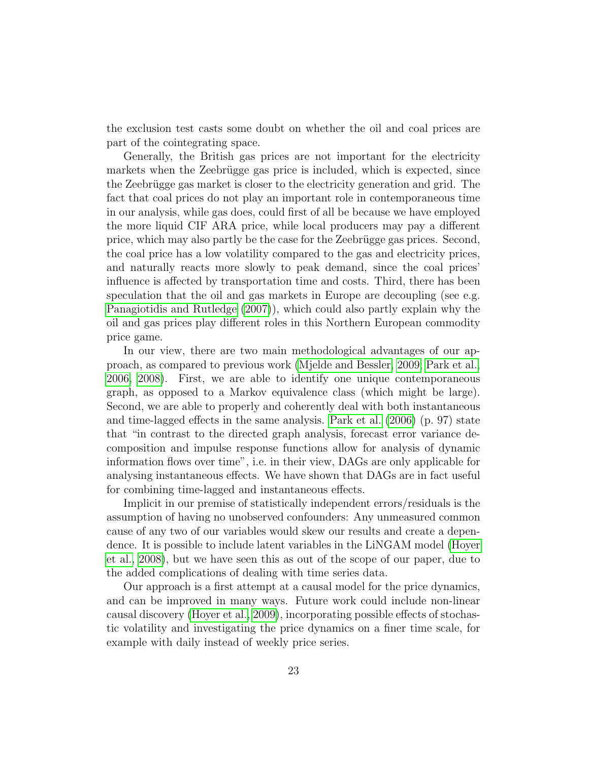the exclusion test casts some doubt on whether the oil and coal prices are part of the cointegrating space.

Generally, the British gas prices are not important for the electricity markets when the Zeebrügge gas price is included, which is expected, since the Zeebrügge gas market is closer to the electricity generation and grid. The fact that coal prices do not play an important role in contemporaneous time in our analysis, while gas does, could first of all be because we have employed the more liquid CIF ARA price, while local producers may pay a different price, which may also partly be the case for the Zeebrügge gas prices. Second, the coal price has a low volatility compared to the gas and electricity prices, and naturally reacts more slowly to peak demand, since the coal prices' influence is affected by transportation time and costs. Third, there has been speculation that the oil and gas markets in Europe are decoupling (see e.g. Panagiotidis and Rutledge (2007)), which could also partly explain why the oil and gas prices play different roles in this Northern European commodity price game.

In our view, there are two main methodological advantages of our approach, as compared to previous work (Mjelde and Bessler, 2009; Park et al., 2006, 2008). First, we are able to identify one unique contemporaneous graph, as opposed to a Markov equivalence class (which might be large). Second, we are able to properly and coherently deal with both instantaneous and time-lagged effects in the same analysis. Park et al. (2006) (p. 97) state that "in contrast to the directed graph analysis, forecast error variance decomposition and impulse response functions allow for analysis of dynamic information flows over time", i.e. in their view, DAGs are only applicable for analysing instantaneous effects. We have shown that DAGs are in fact useful for combining time-lagged and instantaneous effects.

Implicit in our premise of statistically independent errors/residuals is the assumption of having no unobserved confounders: Any unmeasured common cause of any two of our variables would skew our results and create a dependence. It is possible to include latent variables in the LiNGAM model (Hoyer et al., 2008), but we have seen this as out of the scope of our paper, due to the added complications of dealing with time series data.

Our approach is a first attempt at a causal model for the price dynamics, and can be improved in many ways. Future work could include non-linear causal discovery (Hoyer et al., 2009), incorporating possible effects of stochastic volatility and investigating the price dynamics on a finer time scale, for example with daily instead of weekly price series.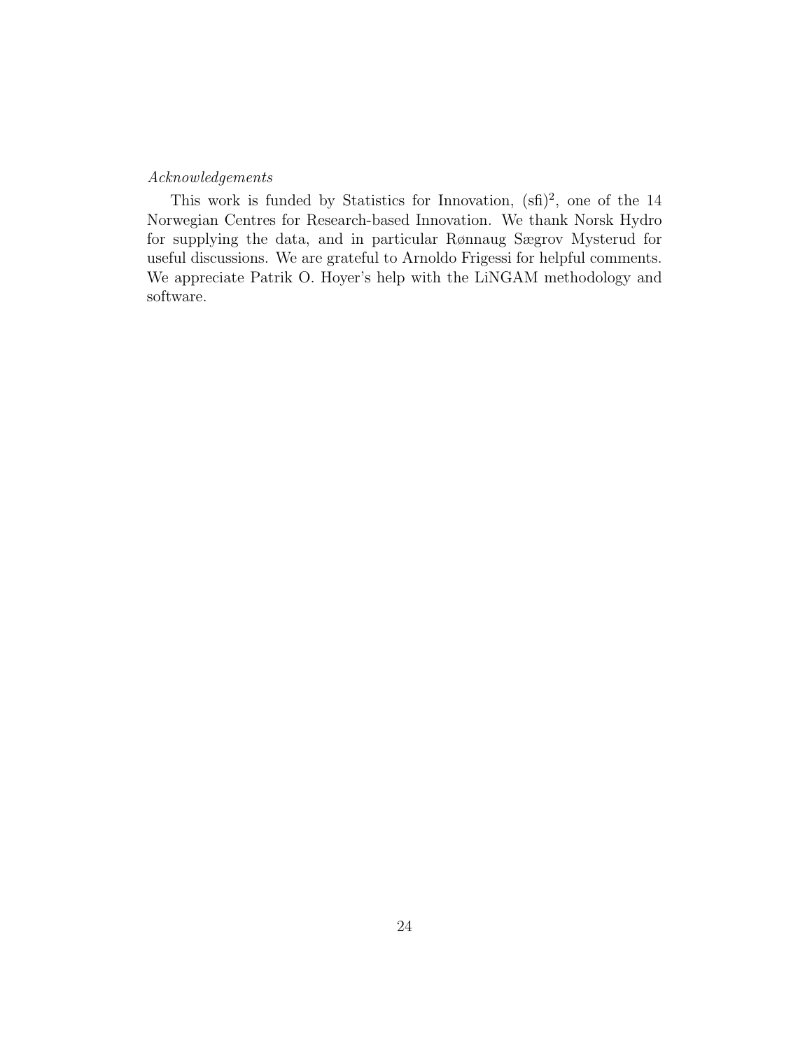*Acknowledgements*

This work is funded by Statistics for Innovation, $(\text{sfi})^2$, one of the 14 Norwegian Centres for Research-based Innovation. We thank Norsk Hydro for supplying the data, and in particular Rønnaug Sægrov Mysterud for useful discussions. We are grateful to Arnoldo Frigessi for helpful comments. We appreciate Patrik O. Hoyer's help with the LiNGAM methodology and software.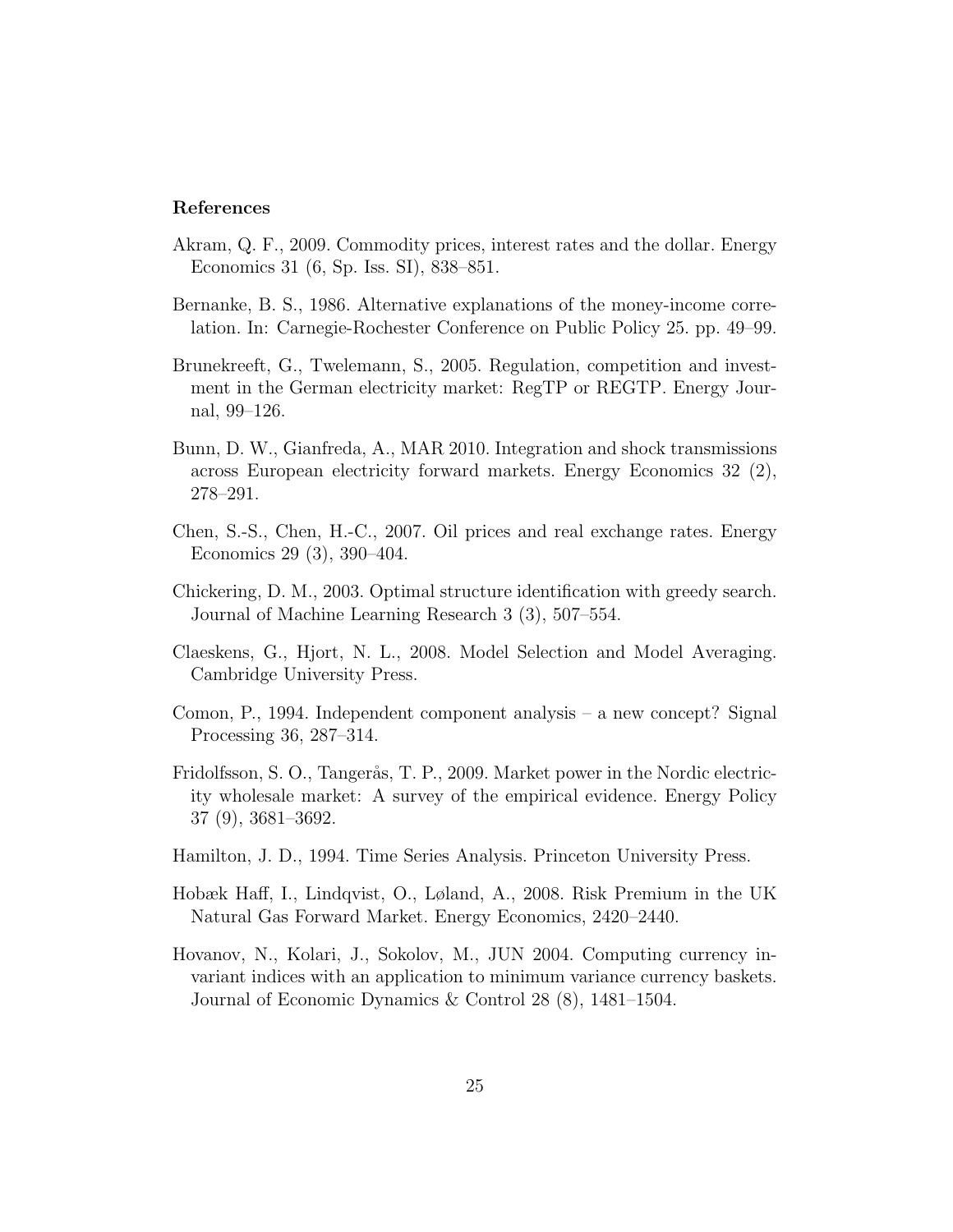### References

Akram, Q. F., 2009. Commodity prices, interest rates and the dollar. Energy Economics 31 (6, Sp. Iss. SI), 838–851.

Bernanke, B. S., 1986. Alternative explanations of the money-income correlation. In: Carnegie-Rochester Conference on Public Policy 25. pp. 49–99.

Brunekreeft, G., Twelemann, S., 2005. Regulation, competition and investment in the German electricity market: RegTP or REGTP. Energy Journal, 99–126.

Bunn, D. W., Gianfreda, A., MAR 2010. Integration and shock transmissions across European electricity forward markets. Energy Economics 32 (2), 278–291.

Chen, S.-S., Chen, H.-C., 2007. Oil prices and real exchange rates. Energy Economics 29 (3), 390–404.

Chickering, D. M., 2003. Optimal structure identification with greedy search. Journal of Machine Learning Research 3 (3), 507–554.

Claeskens, G., Hjort, N. L., 2008. Model Selection and Model Averaging. Cambridge University Press.

Comon, P., 1994. Independent component analysis – a new concept? Signal Processing 36, 287–314.

Fridolfsson, S. O., Tangerås, T. P., 2009. Market power in the Nordic electricity wholesale market: A survey of the empirical evidence. Energy Policy 37 (9), 3681–3692.

Hamilton, J. D., 1994. Time Series Analysis. Princeton University Press.

Hobæk Haff, I., Lindqvist, O., Løland, A., 2008. Risk Premium in the UK Natural Gas Forward Market. Energy Economics, 2420–2440.

Hovanov, N., Kolari, J., Sokolov, M., JUN 2004. Computing currency invariant indices with an application to minimum variance currency baskets. Journal of Economic Dynamics & Control 28 (8), 1481–1504.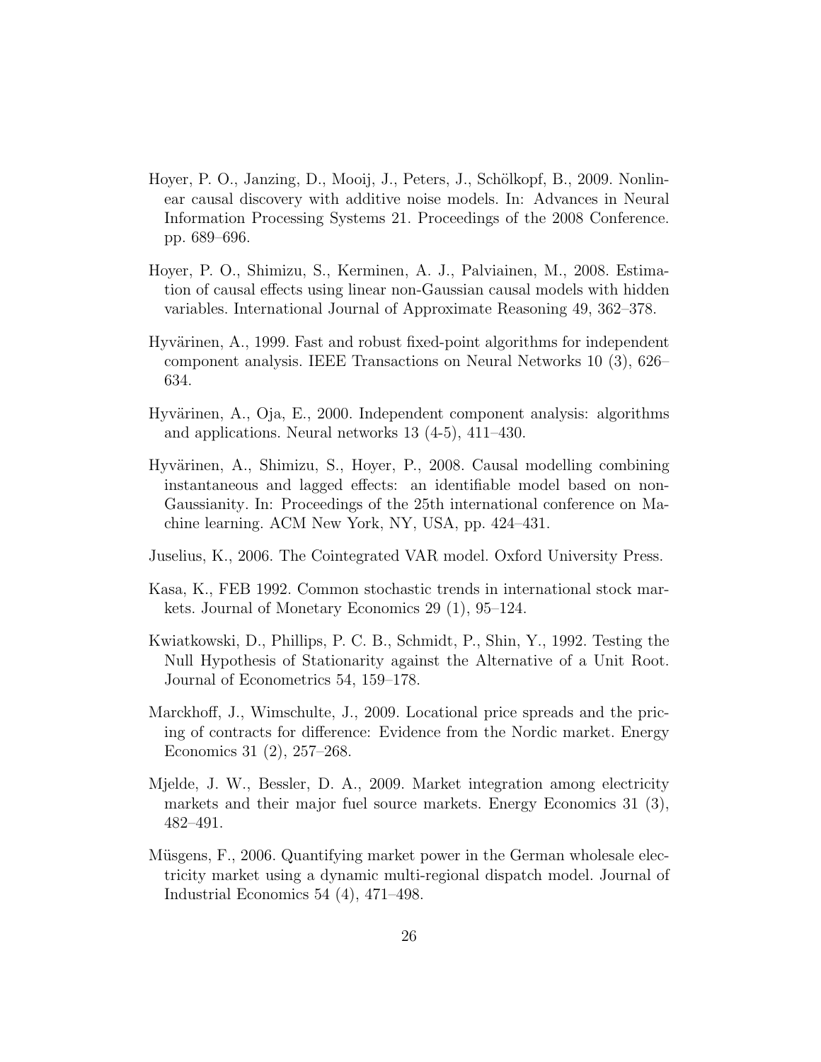Hoyer, P. O., Janzing, D., Mooij, J., Peters, J., Schölkopf, B., 2009. Nonlinear causal discovery with additive noise models. In: Advances in Neural Information Processing Systems 21. Proceedings of the 2008 Conference. pp. 689–696.

Hoyer, P. O., Shimizu, S., Kerminen, A. J., Palviainen, M., 2008. Estimation of causal effects using linear non-Gaussian causal models with hidden variables. International Journal of Approximate Reasoning 49, 362–378.

Hyvärinen, A., 1999. Fast and robust fixed-point algorithms for independent component analysis. IEEE Transactions on Neural Networks 10 (3), 626–634.

Hyvärinen, A., Oja, E., 2000. Independent component analysis: algorithms and applications. Neural networks 13 (4-5), 411–430.

Hyvärinen, A., Shimizu, S., Hoyer, P., 2008. Causal modelling combining instantaneous and lagged effects: an identifiable model based on non-Gaussianity. In: Proceedings of the 25th international conference on Machine learning. ACM New York, NY, USA, pp. 424–431.

Juselius, K., 2006. The Cointegrated VAR model. Oxford University Press.

Kasa, K., FEB 1992. Common stochastic trends in international stock markets. Journal of Monetary Economics 29 (1), 95–124.

Kwiatkowski, D., Phillips, P. C. B., Schmidt, P., Shin, Y., 1992. Testing the Null Hypothesis of Stationarity against the Alternative of a Unit Root. Journal of Econometrics 54, 159–178.

Marckhoff, J., Wimschulte, J., 2009. Locational price spreads and the pricing of contracts for difference: Evidence from the Nordic market. Energy Economics 31 (2), 257–268.

Mjelde, J. W., Bessler, D. A., 2009. Market integration among electricity markets and their major fuel source markets. Energy Economics 31 (3), 482–491.

Müsgens, F., 2006. Quantifying market power in the German wholesale electricity market using a dynamic multi-regional dispatch model. Journal of Industrial Economics 54 (4), 471–498.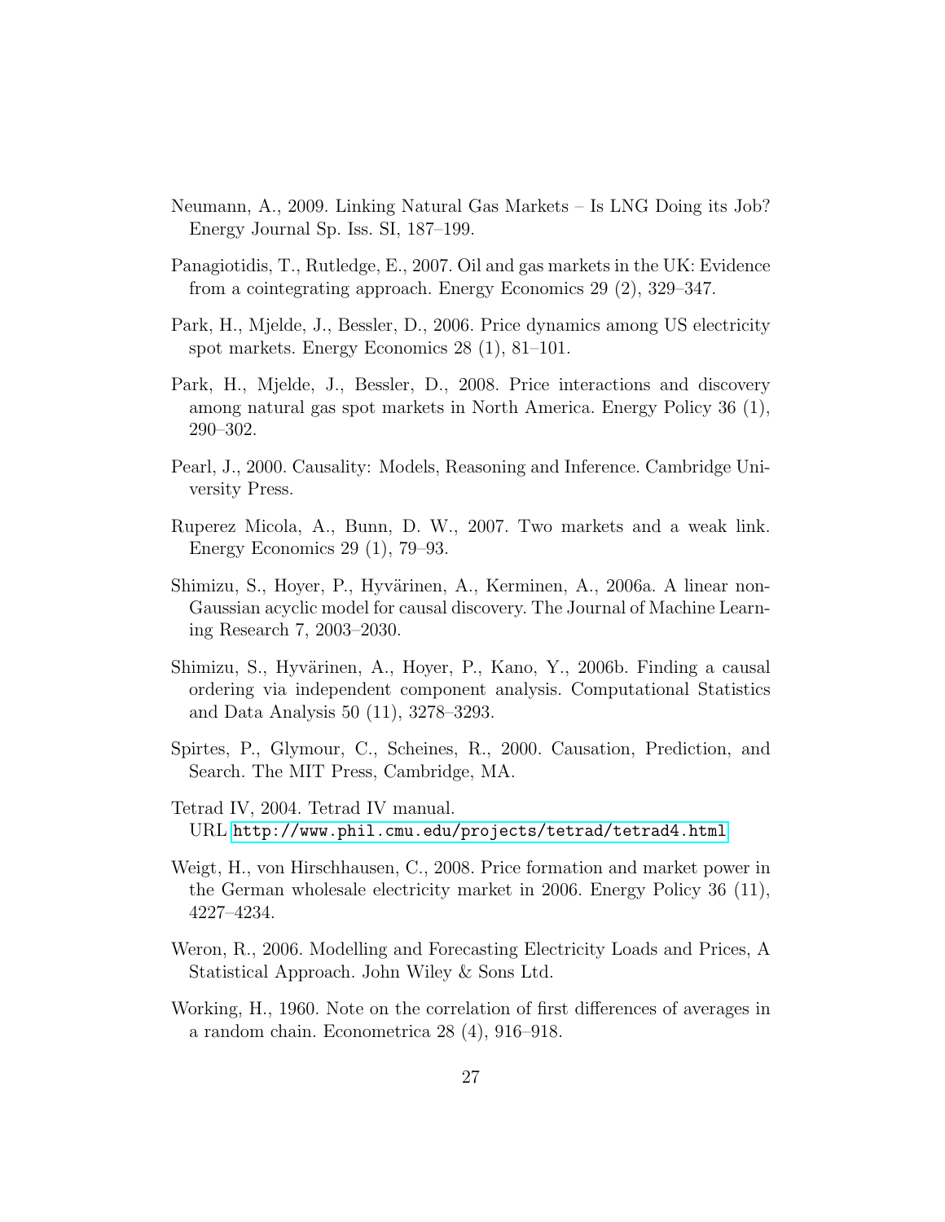Neumann, A., 2009. Linking Natural Gas Markets – Is LNG Doing its Job? Energy Journal Sp. Iss. SI, 187–199.

Panagiotidis, T., Rutledge, E., 2007. Oil and gas markets in the UK: Evidence from a cointegrating approach. Energy Economics 29 (2), 329–347.

Park, H., Mjelde, J., Bessler, D., 2006. Price dynamics among US electricity spot markets. Energy Economics 28 (1), 81–101.

Park, H., Mjelde, J., Bessler, D., 2008. Price interactions and discovery among natural gas spot markets in North America. Energy Policy 36 (1), 290–302.

Pearl, J., 2000. Causality: Models, Reasoning and Inference. Cambridge University Press.

Ruperez Micola, A., Bunn, D. W., 2007. Two markets and a weak link. Energy Economics 29 (1), 79–93.

Shimizu, S., Hoyer, P., Hyvärinen, A., Kerminen, A., 2006a. A linear non-Gaussian acyclic model for causal discovery. The Journal of Machine Learning Research 7, 2003–2030.

Shimizu, S., Hyvärinen, A., Hoyer, P., Kano, Y., 2006b. Finding a causal ordering via independent component analysis. Computational Statistics and Data Analysis 50 (11), 3278–3293.

Spirtes, P., Glymour, C., Scheines, R., 2000. Causation, Prediction, and Search. The MIT Press, Cambridge, MA.

Tetrad IV, 2004. Tetrad IV manual.
URL http://www.phil.cmu.edu/projects/tetrad/tetrad4.html

Weigt, H., von Hirschhausen, C., 2008. Price formation and market power in the German wholesale electricity market in 2006. Energy Policy 36 (11), 4227–4234.

Weron, R., 2006. Modelling and Forecasting Electricity Loads and Prices, A Statistical Approach. John Wiley & Sons Ltd.

Working, H., 1960. Note on the correlation of first differences of averages in a random chain. Econometrica 28 (4), 916–918.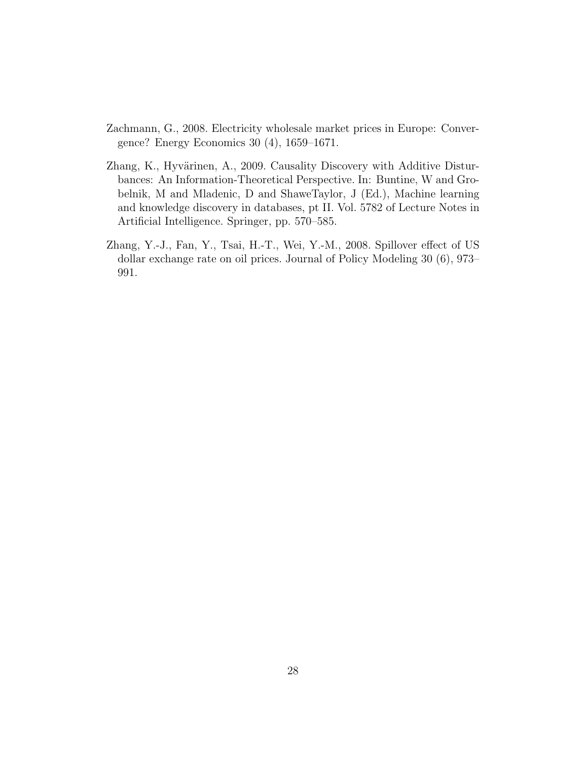Zachmann, G., 2008. Electricity wholesale market prices in Europe: Convergence? Energy Economics 30 (4), 1659–1671.

Zhang, K., Hyvärinen, A., 2009. Causality Discovery with Additive Disturbances: An Information-Theoretical Perspective. In: Buntine, W and Grobelnik, M and Mladenic, D and ShaweTaylor, J (Ed.), Machine learning and knowledge discovery in databases, pt II. Vol. 5782 of Lecture Notes in Artificial Intelligence. Springer, pp. 570–585.

Zhang, Y.-J., Fan, Y., Tsai, H.-T., Wei, Y.-M., 2008. Spillover effect of US dollar exchange rate on oil prices. Journal of Policy Modeling 30 (6), 973–991.